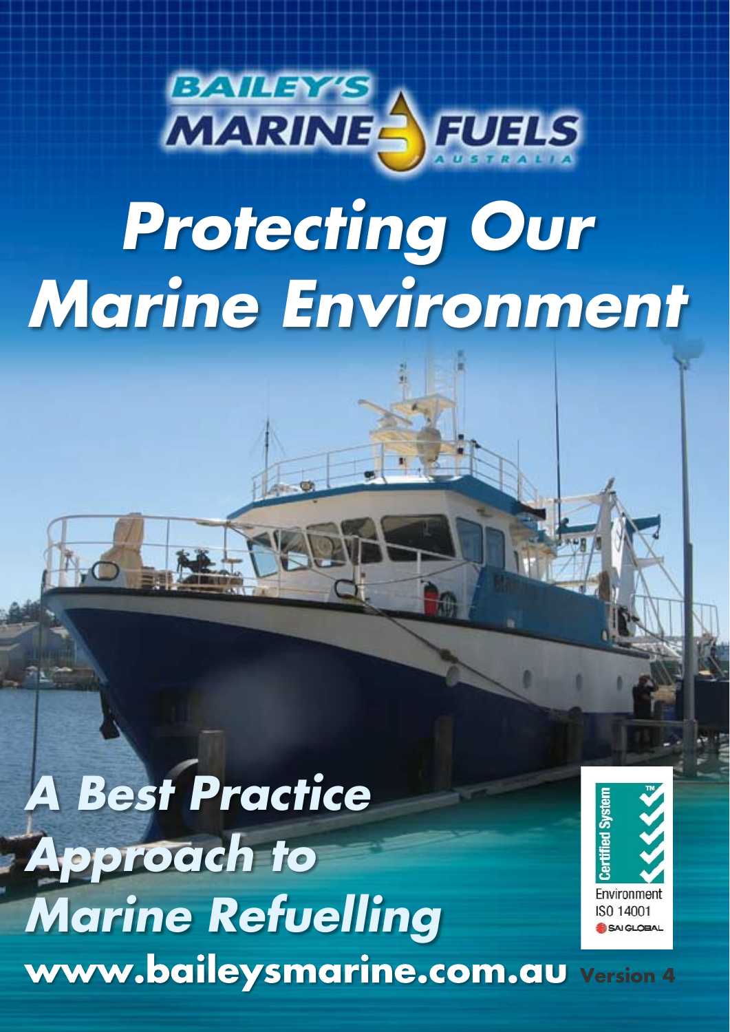BAILEY'S MARINE FUELS AUSTRALIA

# Protecting Our Marine Environment

## A Best Practice Approach to Marine Refuelling

Certified System
Environment
ISO 14001
SAI GLOBAL

**www.baileysmarine.com.au** Version 4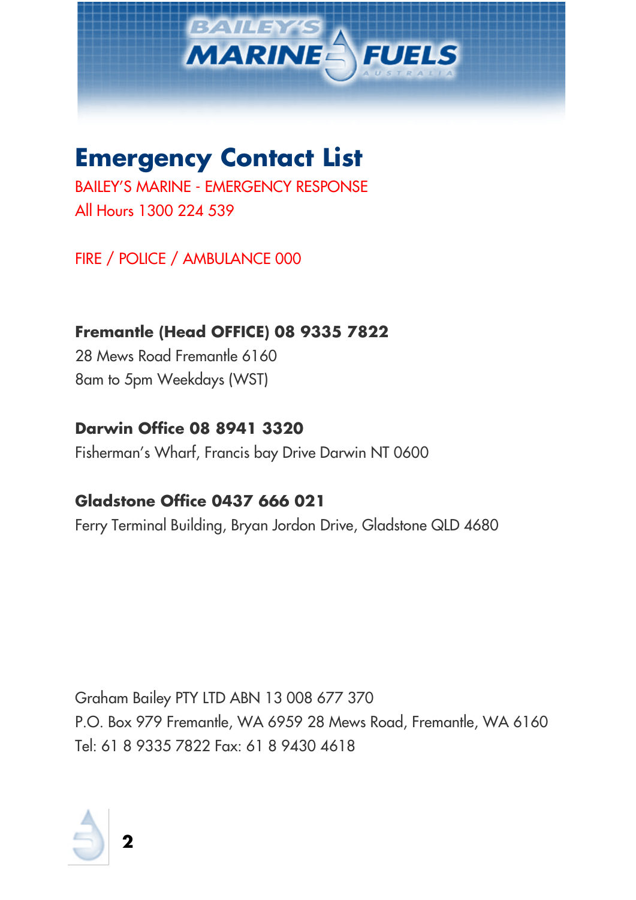# Emergency Contact List

BAILEY'S MARINE - EMERGENCY RESPONSE

All Hours 1300 224 539

FIRE / POLICE / AMBULANCE 000

**Fremantle (Head OFFICE) 08 9335 7822**

28 Mews Road Fremantle 6160

8am to 5pm Weekdays (WST)

**Darwin Office 08 8941 3320**

Fisherman's Wharf, Francis bay Drive Darwin NT 0600

**Gladstone Office 0437 666 021**

Ferry Terminal Building, Bryan Jordon Drive, Gladstone QLD 4680

Graham Bailey PTY LTD ABN 13 008 677 370

P.O. Box 979 Fremantle, WA 6959 28 Mews Road, Fremantle, WA 6160

Tel: 61 8 9335 7822 Fax: 61 8 9430 4618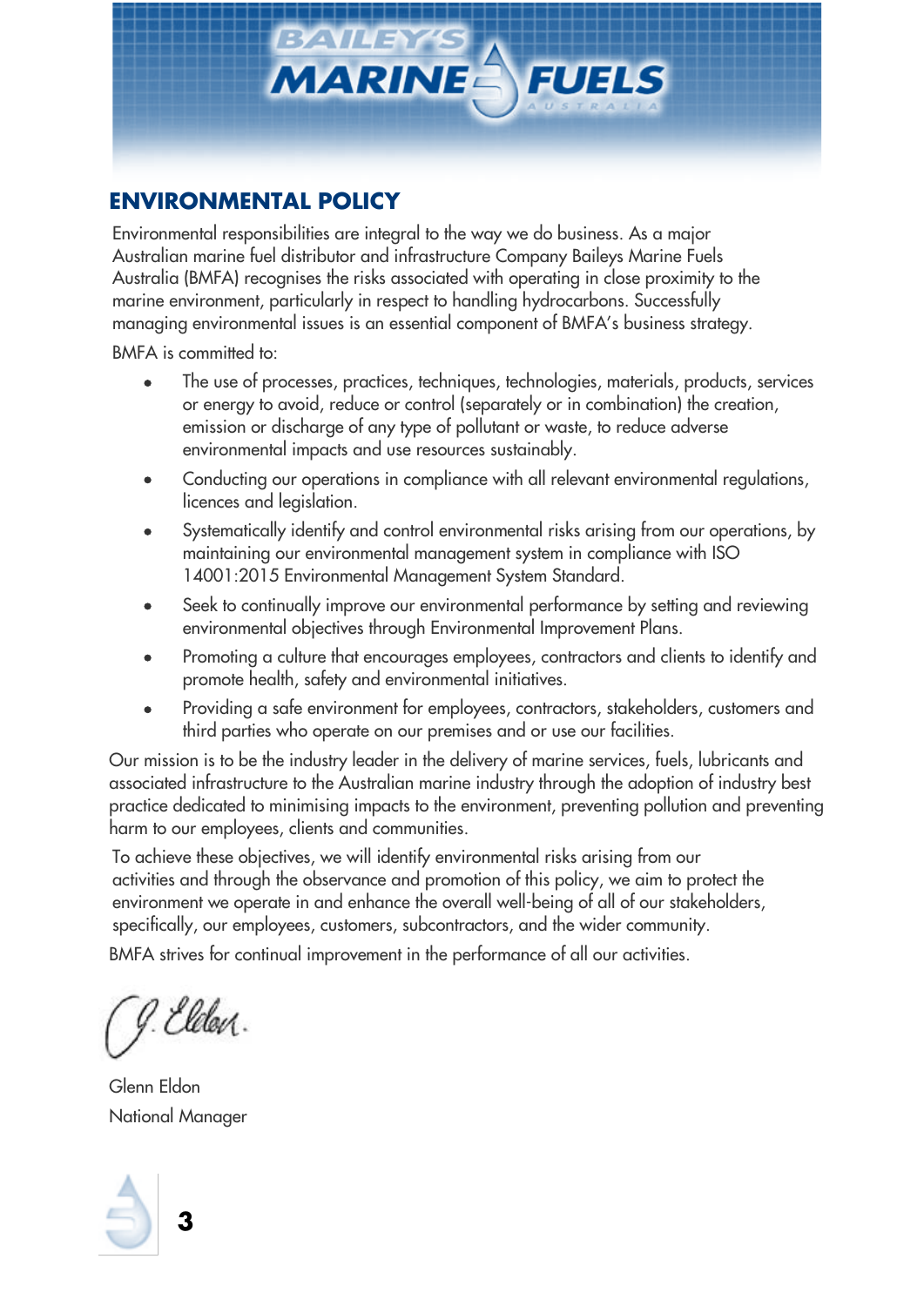## ENVIRONMENTAL POLICY

Environmental responsibilities are integral to the way we do business. As a major Australian marine fuel distributor and infrastructure Company Baileys Marine Fuels Australia (BMFA) recognises the risks associated with operating in close proximity to the marine environment, particularly in respect to handling hydrocarbons. Successfully managing environmental issues is an essential component of BMFA's business strategy.

BMFA is committed to:

- The use of processes, practices, techniques, technologies, materials, products, services or energy to avoid, reduce or control (separately or in combination) the creation, emission or discharge of any type of pollutant or waste, to reduce adverse environmental impacts and use resources sustainably.
- Conducting our operations in compliance with all relevant environmental regulations, licences and legislation.
- Systematically identify and control environmental risks arising from our operations, by maintaining our environmental management system in compliance with ISO 14001:2015 Environmental Management System Standard.
- Seek to continually improve our environmental performance by setting and reviewing environmental objectives through Environmental Improvement Plans.
- Promoting a culture that encourages employees, contractors and clients to identify and promote health, safety and environmental initiatives.
- Providing a safe environment for employees, contractors, stakeholders, customers and third parties who operate on our premises and or use our facilities.

Our mission is to be the industry leader in the delivery of marine services, fuels, lubricants and associated infrastructure to the Australian marine industry through the adoption of industry best practice dedicated to minimising impacts to the environment, preventing pollution and preventing harm to our employees, clients and communities.

To achieve these objectives, we will identify environmental risks arising from our activities and through the observance and promotion of this policy, we aim to protect the environment we operate in and enhance the overall well-being of all of our stakeholders, specifically, our employees, customers, subcontractors, and the wider community.

BMFA strives for continual improvement in the performance of all our activities.

G. Eldon.

Glenn Eldon
National Manager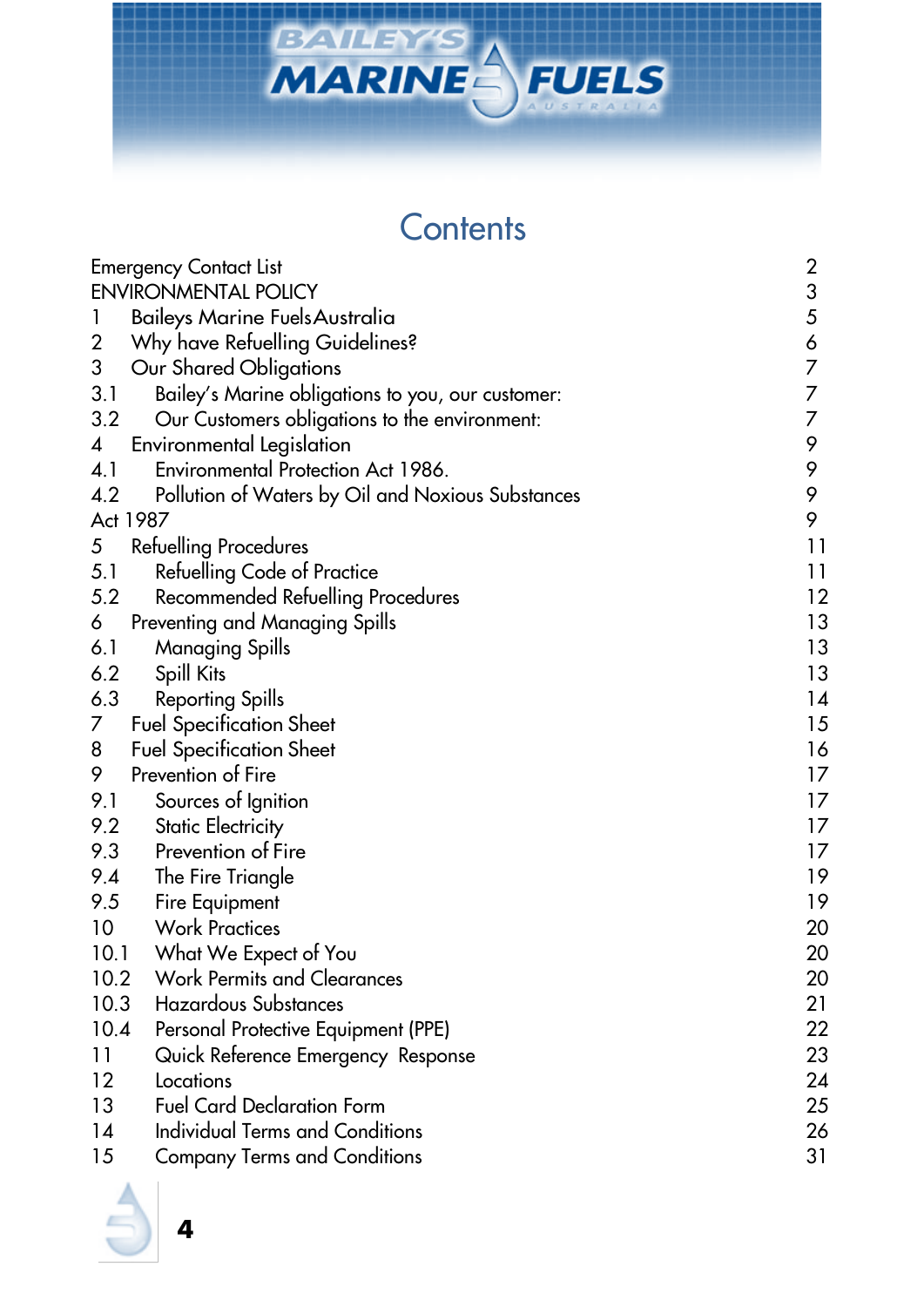# Contents

| | | |
|---|---|---|
| Emergency Contact List | | 2 |
| ENVIRONMENTAL POLICY | | 3 |
| 1 | Baileys Marine Fuels Australia | 5 |
| 2 | Why have Refuelling Guidelines? | 6 |
| 3 | Our Shared Obligations | 7 |
| 3.1 | Bailey's Marine obligations to you, our customer: | 7 |
| 3.2 | Our Customers obligations to the environment: | 7 |
| 4 | Environmental Legislation | 9 |
| 4.1 | Environmental Protection Act 1986. | 9 |
| 4.2 | Pollution of Waters by Oil and Noxious Substances | 9 |
| Act 1987 | | 9 |
| 5 | Refuelling Procedures | 11 |
| 5.1 | Refuelling Code of Practice | 11 |
| 5.2 | Recommended Refuelling Procedures | 12 |
| 6 | Preventing and Managing Spills | 13 |
| 6.1 | Managing Spills | 13 |
| 6.2 | Spill Kits | 13 |
| 6.3 | Reporting Spills | 14 |
| 7 | Fuel Specification Sheet | 15 |
| 8 | Fuel Specification Sheet | 16 |
| 9 | Prevention of Fire | 17 |
| 9.1 | Sources of Ignition | 17 |
| 9.2 | Static Electricity | 17 |
| 9.3 | Prevention of Fire | 17 |
| 9.4 | The Fire Triangle | 19 |
| 9.5 | Fire Equipment | 19 |
| 10 | Work Practices | 20 |
| 10.1 | What We Expect of You | 20 |
| 10.2 | Work Permits and Clearances | 20 |
| 10.3 | Hazardous Substances | 21 |
| 10.4 | Personal Protective Equipment (PPE) | 22 |
| 11 | Quick Reference Emergency Response | 23 |
| 12 | Locations | 24 |
| 13 | Fuel Card Declaration Form | 25 |
| 14 | Individual Terms and Conditions | 26 |
| 15 | Company Terms and Conditions | 31 |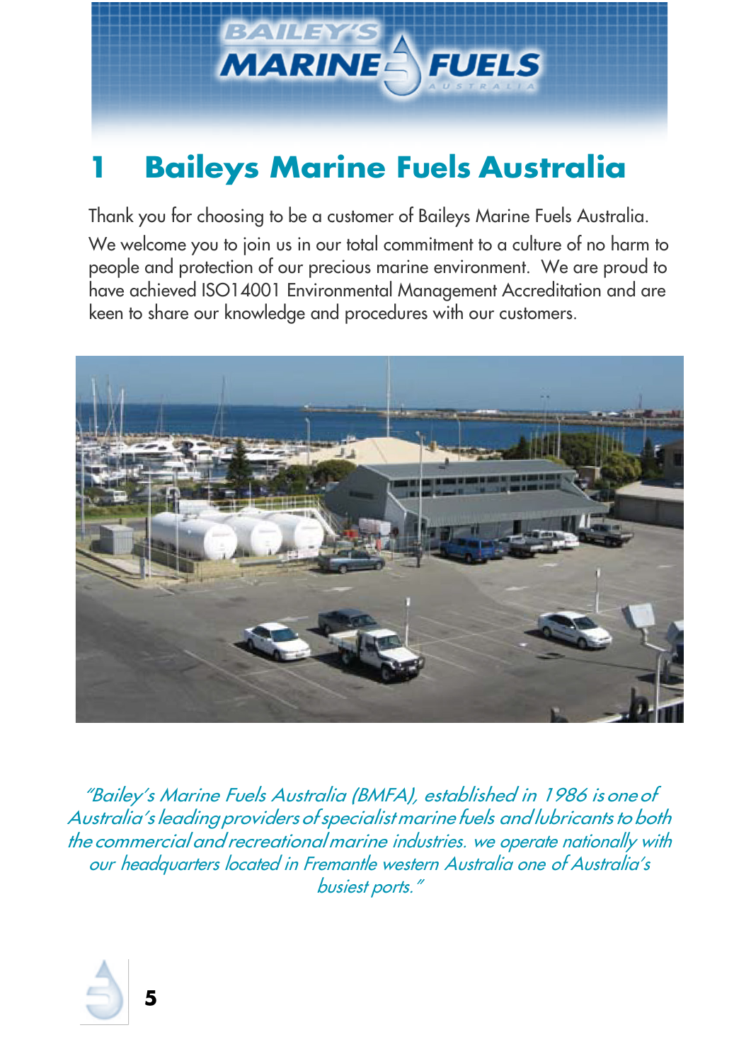# 1 Baileys Marine Fuels Australia

Thank you for choosing to be a customer of Baileys Marine Fuels Australia.

We welcome you to join us in our total commitment to a culture of no harm to people and protection of our precious marine environment. We are proud to have achieved ISO14001 Environmental Management Accreditation and are keen to share our knowledge and procedures with our customers.

*"Bailey's Marine Fuels Australia (BMFA), established in 1986 is one of Australia's leading providers of specialist marine fuels and lubricants to both the commercial and recreational marine industries. we operate nationally with our headquarters located in Fremantle western Australia one of Australia's busiest ports."*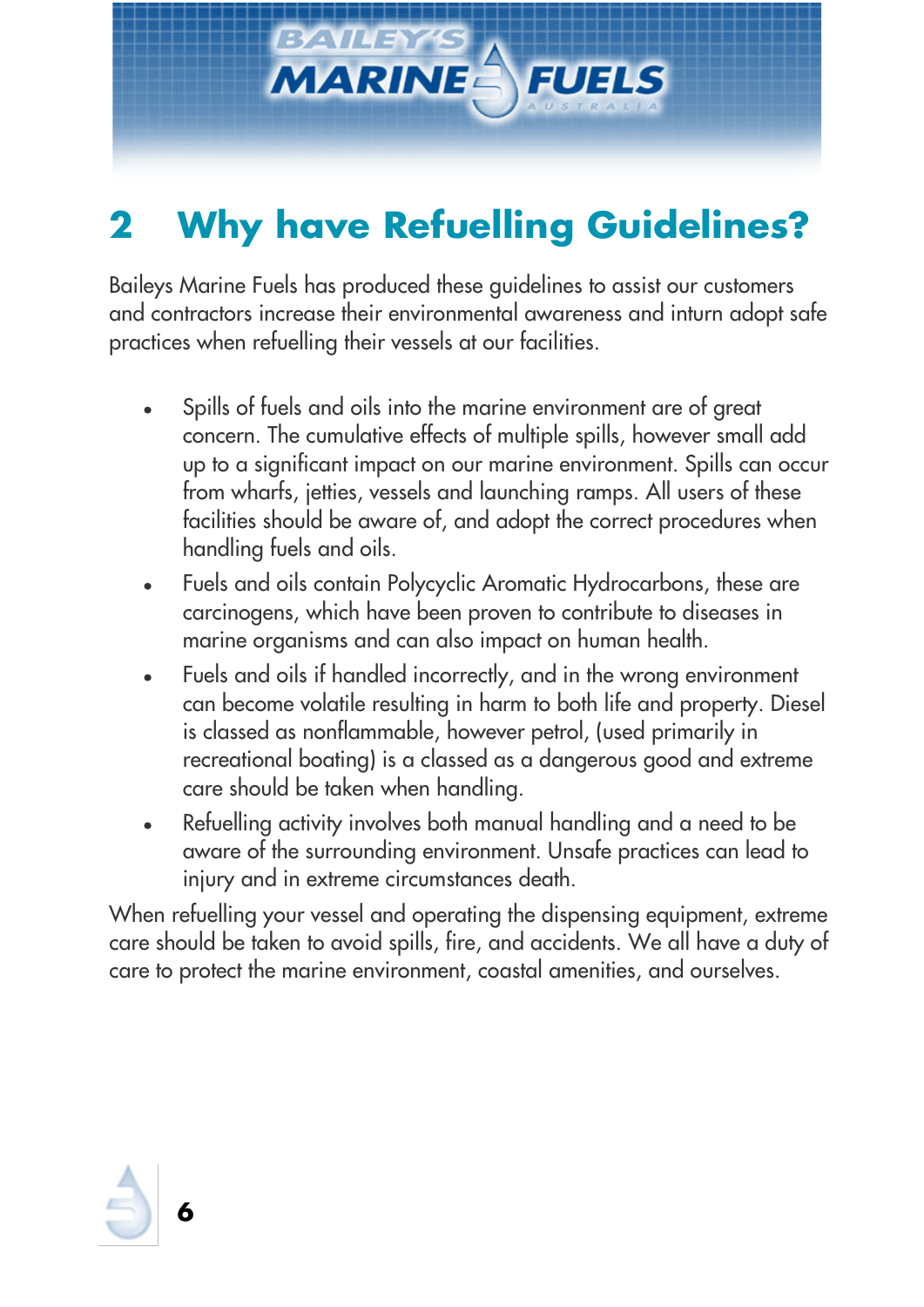## 2 Why have Refuelling Guidelines?

Baileys Marine Fuels has produced these guidelines to assist our customers and contractors increase their environmental awareness and inturn adopt safe practices when refuelling their vessels at our facilities.

- Spills of fuels and oils into the marine environment are of great concern. The cumulative effects of multiple spills, however small add up to a significant impact on our marine environment. Spills can occur from wharfs, jetties, vessels and launching ramps. All users of these facilities should be aware of, and adopt the correct procedures when handling fuels and oils.
- Fuels and oils contain Polycyclic Aromatic Hydrocarbons, these are carcinogens, which have been proven to contribute to diseases in marine organisms and can also impact on human health.
- Fuels and oils if handled incorrectly, and in the wrong environment can become volatile resulting in harm to both life and property. Diesel is classed as nonflammable, however petrol, (used primarily in recreational boating) is a classed as a dangerous good and extreme care should be taken when handling.
- Refuelling activity involves both manual handling and a need to be aware of the surrounding environment. Unsafe practices can lead to injury and in extreme circumstances death.

When refuelling your vessel and operating the dispensing equipment, extreme care should be taken to avoid spills, fire, and accidents. We all have a duty of care to protect the marine environment, coastal amenities, and ourselves.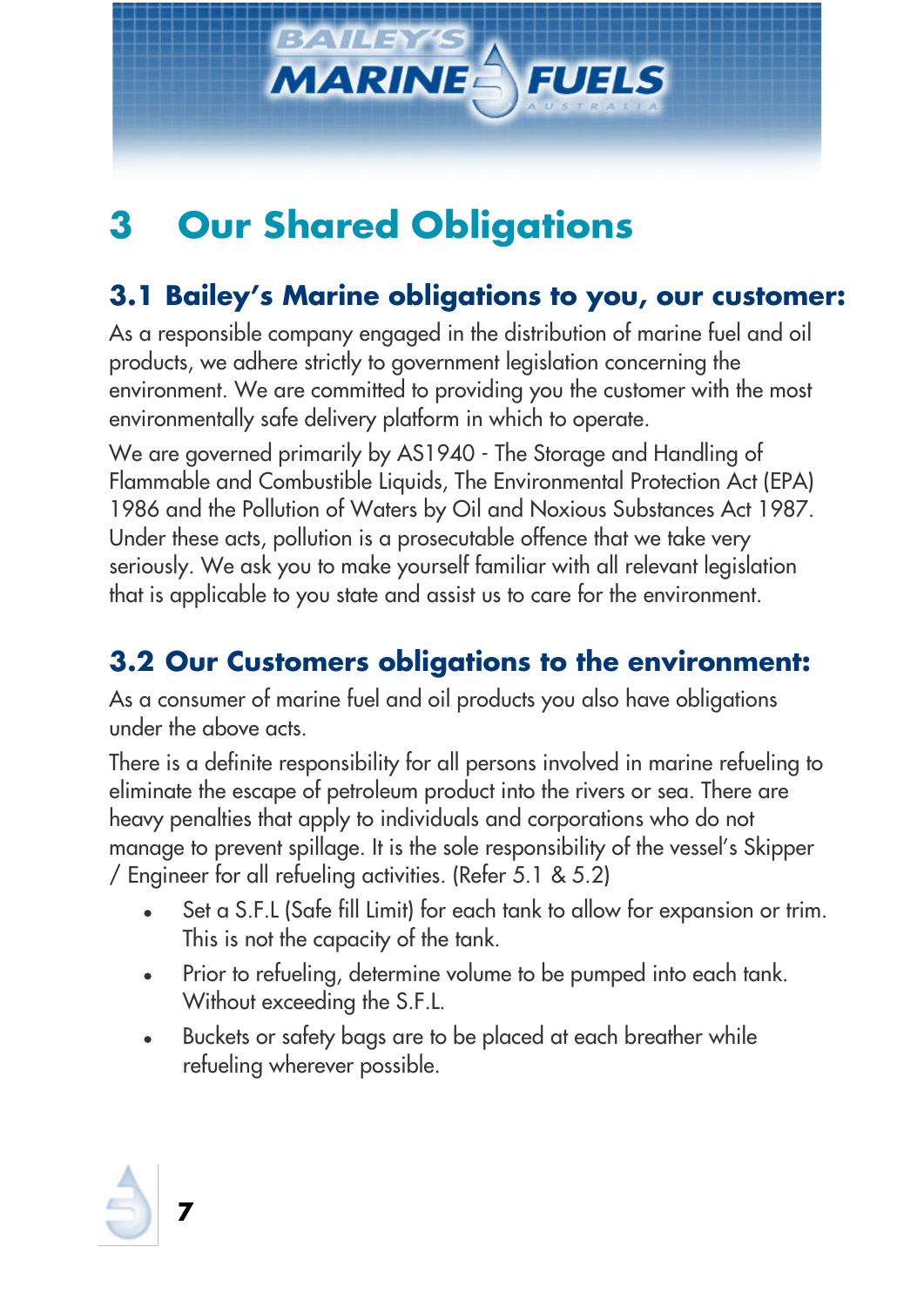# 3 Our Shared Obligations

## 3.1 Bailey's Marine obligations to you, our customer:

As a responsible company engaged in the distribution of marine fuel and oil products, we adhere strictly to government legislation concerning the environment. We are committed to providing you the customer with the most environmentally safe delivery platform in which to operate.

We are governed primarily by AS1940 - The Storage and Handling of Flammable and Combustible Liquids, The Environmental Protection Act (EPA) 1986 and the Pollution of Waters by Oil and Noxious Substances Act 1987. Under these acts, pollution is a prosecutable offence that we take very seriously. We ask you to make yourself familiar with all relevant legislation that is applicable to you state and assist us to care for the environment.

## 3.2 Our Customers obligations to the environment:

As a consumer of marine fuel and oil products you also have obligations under the above acts.

There is a definite responsibility for all persons involved in marine refueling to eliminate the escape of petroleum product into the rivers or sea. There are heavy penalties that apply to individuals and corporations who do not manage to prevent spillage. It is the sole responsibility of the vessel's Skipper / Engineer for all refueling activities. (Refer 5.1 & 5.2)

- Set a S.F.L (Safe fill Limit) for each tank to allow for expansion or trim. This is not the capacity of the tank.
- Prior to refueling, determine volume to be pumped into each tank. Without exceeding the S.F.L.
- Buckets or safety bags are to be placed at each breather while refueling wherever possible.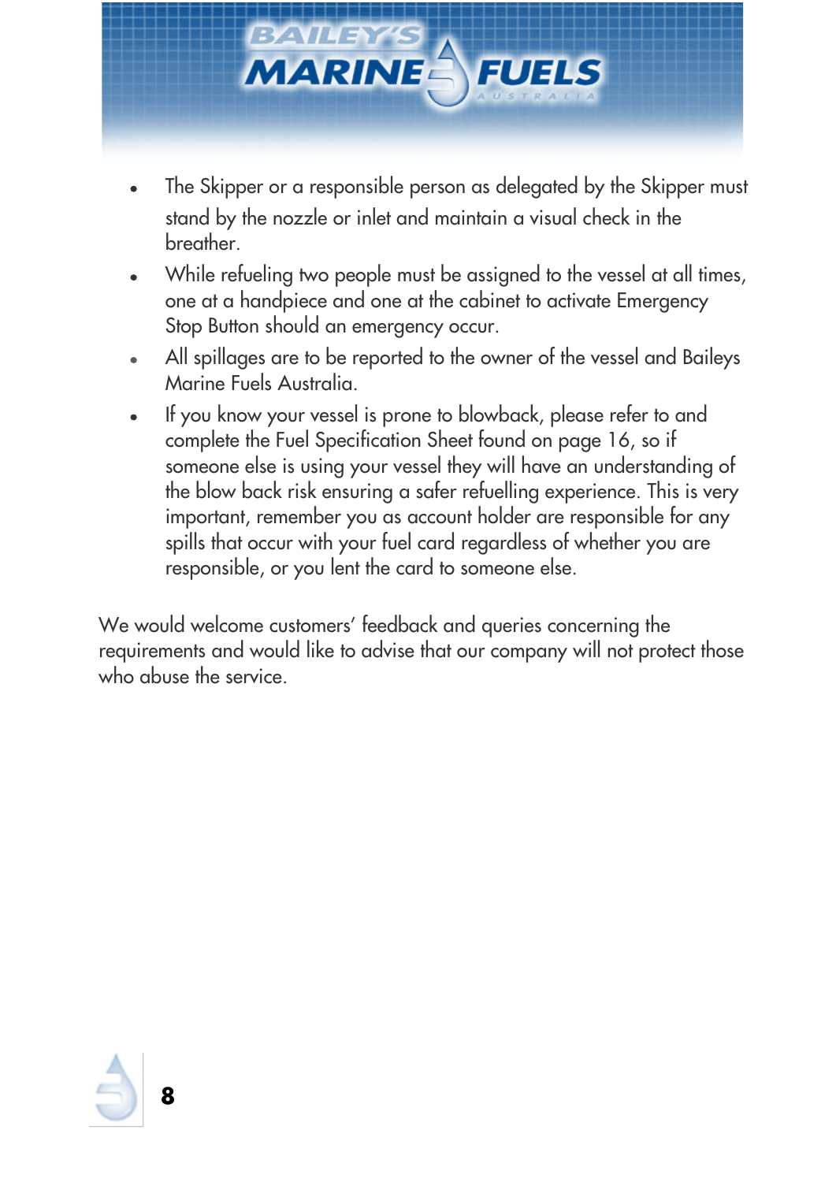- The Skipper or a responsible person as delegated by the Skipper must stand by the nozzle or inlet and maintain a visual check in the breather.
- While refueling two people must be assigned to the vessel at all times, one at a handpiece and one at the cabinet to activate Emergency Stop Button should an emergency occur.
- All spillages are to be reported to the owner of the vessel and Baileys Marine Fuels Australia.
- If you know your vessel is prone to blowback, please refer to and complete the Fuel Specification Sheet found on page 16, so if someone else is using your vessel they will have an understanding of the blow back risk ensuring a safer refuelling experience. This is very important, remember you as account holder are responsible for any spills that occur with your fuel card regardless of whether you are responsible, or you lent the card to someone else.

We would welcome customers' feedback and queries concerning the requirements and would like to advise that our company will not protect those who abuse the service.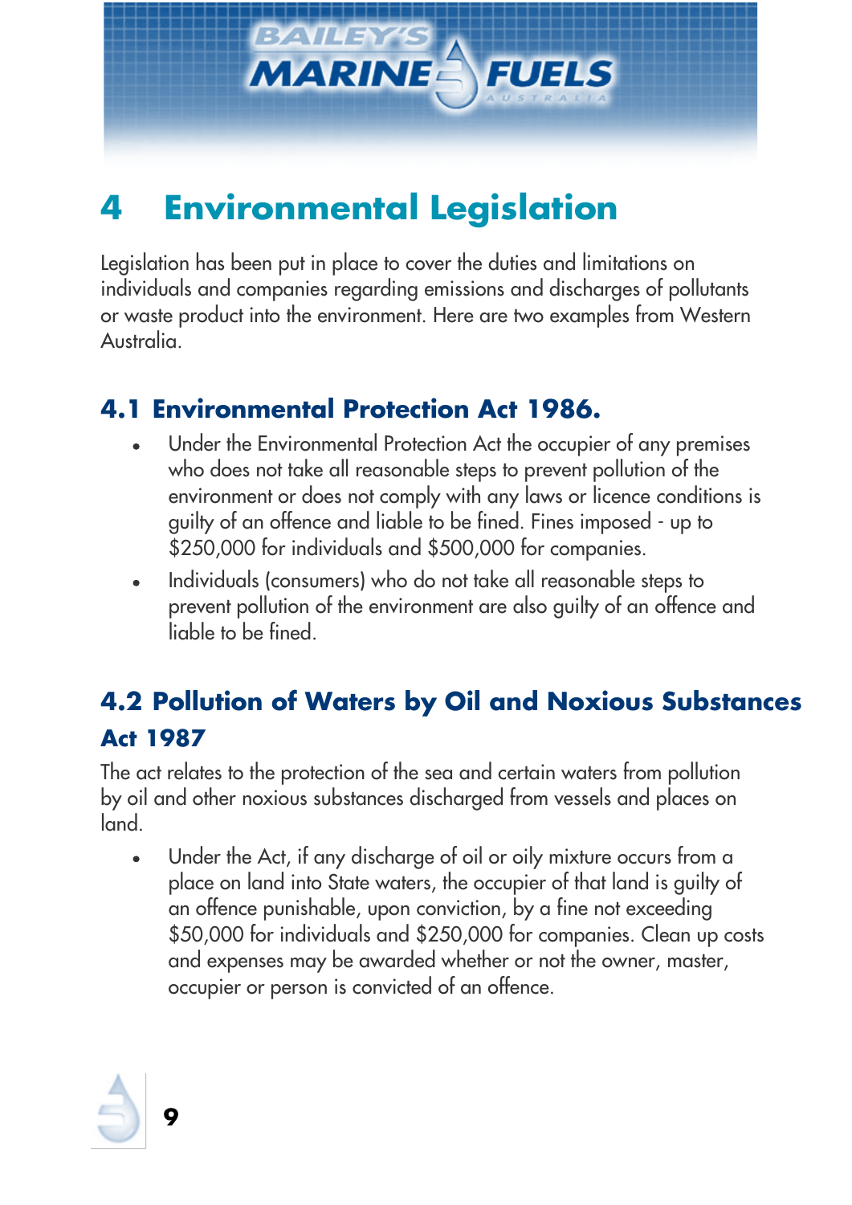# 4 Environmental Legislation

Legislation has been put in place to cover the duties and limitations on individuals and companies regarding emissions and discharges of pollutants or waste product into the environment. Here are two examples from Western Australia.

## 4.1 Environmental Protection Act 1986.

- Under the Environmental Protection Act the occupier of any premises who does not take all reasonable steps to prevent pollution of the environment or does not comply with any laws or licence conditions is guilty of an offence and liable to be fined. Fines imposed - up to $250,000 for individuals and $500,000 for companies.
- Individuals (consumers) who do not take all reasonable steps to prevent pollution of the environment are also guilty of an offence and liable to be fined.

## 4.2 Pollution of Waters by Oil and Noxious Substances Act 1987

The act relates to the protection of the sea and certain waters from pollution by oil and other noxious substances discharged from vessels and places on land.

- Under the Act, if any discharge of oil or oily mixture occurs from a place on land into State waters, the occupier of that land is guilty of an offence punishable, upon conviction, by a fine not exceeding $50,000 for individuals and $250,000 for companies. Clean up costs and expenses may be awarded whether or not the owner, master, occupier or person is convicted of an offence.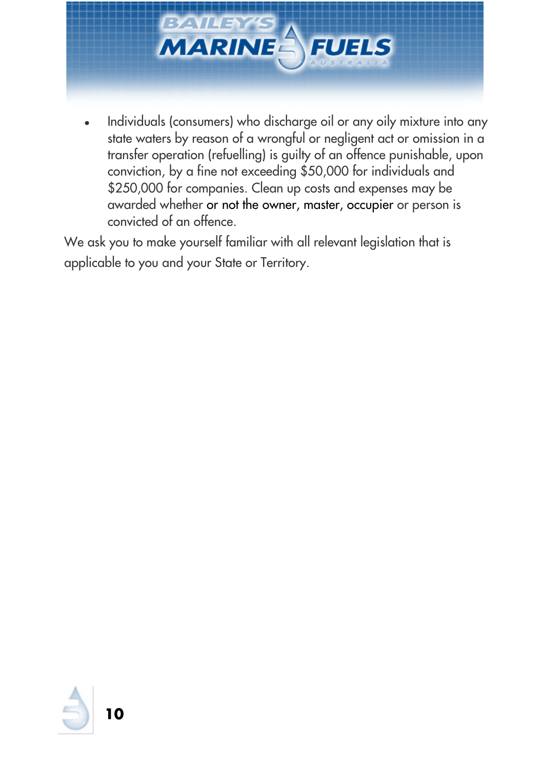- Individuals (consumers) who discharge oil or any oily mixture into any state waters by reason of a wrongful or negligent act or omission in a transfer operation (refuelling) is guilty of an offence punishable, upon conviction, by a fine not exceeding $50,000 for individuals and $250,000 for companies. Clean up costs and expenses may be awarded whether or not the owner, master, occupier or person is convicted of an offence.

We ask you to make yourself familiar with all relevant legislation that is applicable to you and your State or Territory.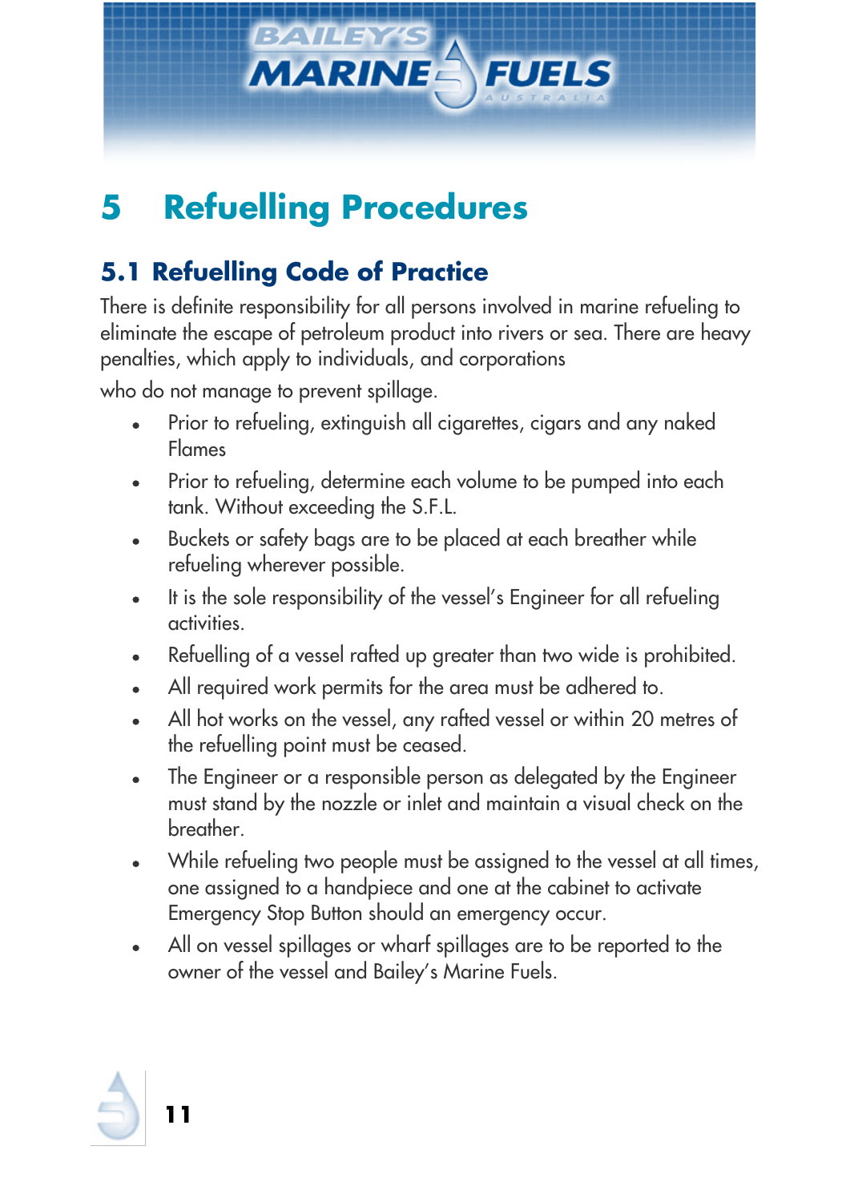# 5 Refuelling Procedures

## 5.1 Refuelling Code of Practice

There is definite responsibility for all persons involved in marine refueling to eliminate the escape of petroleum product into rivers or sea. There are heavy penalties, which apply to individuals, and corporations who do not manage to prevent spillage.

- Prior to refueling, extinguish all cigarettes, cigars and any naked Flames
- Prior to refueling, determine each volume to be pumped into each tank. Without exceeding the S.F.L.
- Buckets or safety bags are to be placed at each breather while refueling wherever possible.
- It is the sole responsibility of the vessel's Engineer for all refueling activities.
- Refuelling of a vessel rafted up greater than two wide is prohibited.
- All required work permits for the area must be adhered to.
- All hot works on the vessel, any rafted vessel or within 20 metres of the refuelling point must be ceased.
- The Engineer or a responsible person as delegated by the Engineer must stand by the nozzle or inlet and maintain a visual check on the breather.
- While refueling two people must be assigned to the vessel at all times, one assigned to a handpiece and one at the cabinet to activate Emergency Stop Button should an emergency occur.
- All on vessel spillages or wharf spillages are to be reported to the owner of the vessel and Bailey's Marine Fuels.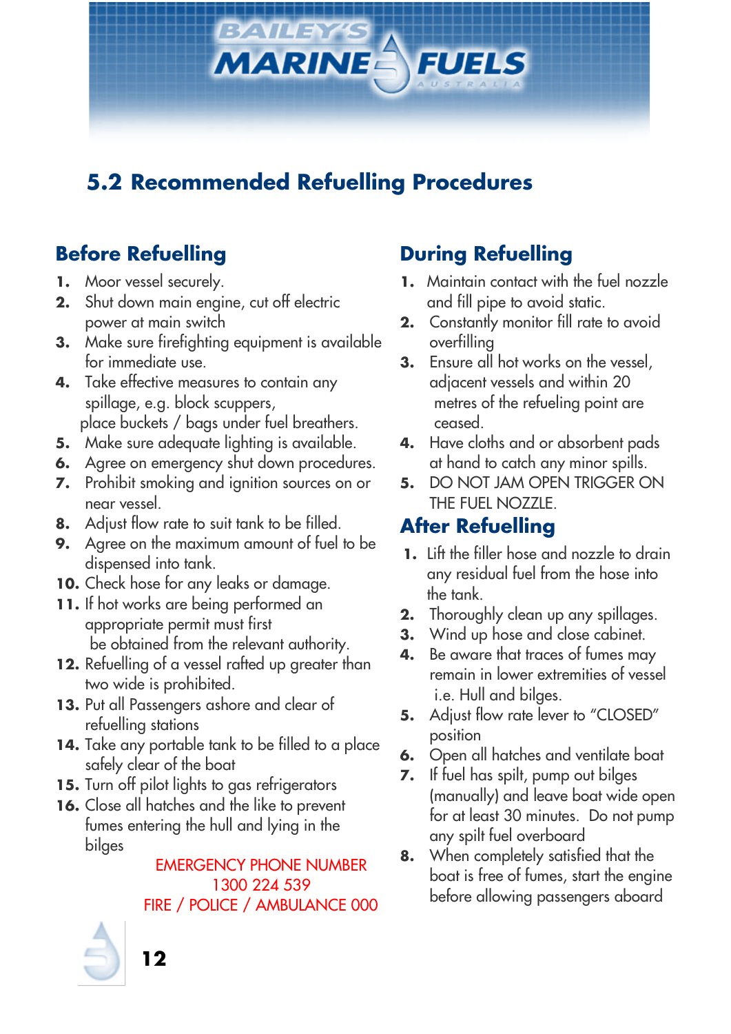## 5.2 Recommended Refuelling Procedures

### Before Refuelling

1. Moor vessel securely.
2. Shut down main engine, cut off electric power at main switch
3. Make sure firefighting equipment is available for immediate use.
4. Take effective measures to contain any spillage, e.g. block scuppers, place buckets / bags under fuel breathers.
5. Make sure adequate lighting is available.
6. Agree on emergency shut down procedures.
7. Prohibit smoking and ignition sources on or near vessel.
8. Adjust flow rate to suit tank to be filled.
9. Agree on the maximum amount of fuel to be dispensed into tank.
10. Check hose for any leaks or damage.
11. If hot works are being performed an appropriate permit must first be obtained from the relevant authority.
12. Refuelling of a vessel rafted up greater than two wide is prohibited.
13. Put all Passengers ashore and clear of refuelling stations
14. Take any portable tank to be filled to a place safely clear of the boat
15. Turn off pilot lights to gas refrigerators
16. Close all hatches and the like to prevent fumes entering the hull and lying in the bilges

EMERGENCY PHONE NUMBER
1300 224 539
FIRE / POLICE / AMBULANCE 000

### During Refuelling

1. Maintain contact with the fuel nozzle and fill pipe to avoid static.
2. Constantly monitor fill rate to avoid overfilling
3. Ensure all hot works on the vessel, adjacent vessels and within 20 metres of the refueling point are ceased.
4. Have cloths and or absorbent pads at hand to catch any minor spills.
5. DO NOT JAM OPEN TRIGGER ON THE FUEL NOZZLE.

### After Refuelling

1. Lift the filler hose and nozzle to drain any residual fuel from the hose into the tank.
2. Thoroughly clean up any spillages.
3. Wind up hose and close cabinet.
4. Be aware that traces of fumes may remain in lower extremities of vessel i.e. Hull and bilges.
5. Adjust flow rate lever to "CLOSED" position
6. Open all hatches and ventilate boat
7. If fuel has spilt, pump out bilges (manually) and leave boat wide open for at least 30 minutes. Do not pump any spilt fuel overboard
8. When completely satisfied that the boat is free of fumes, start the engine before allowing passengers aboard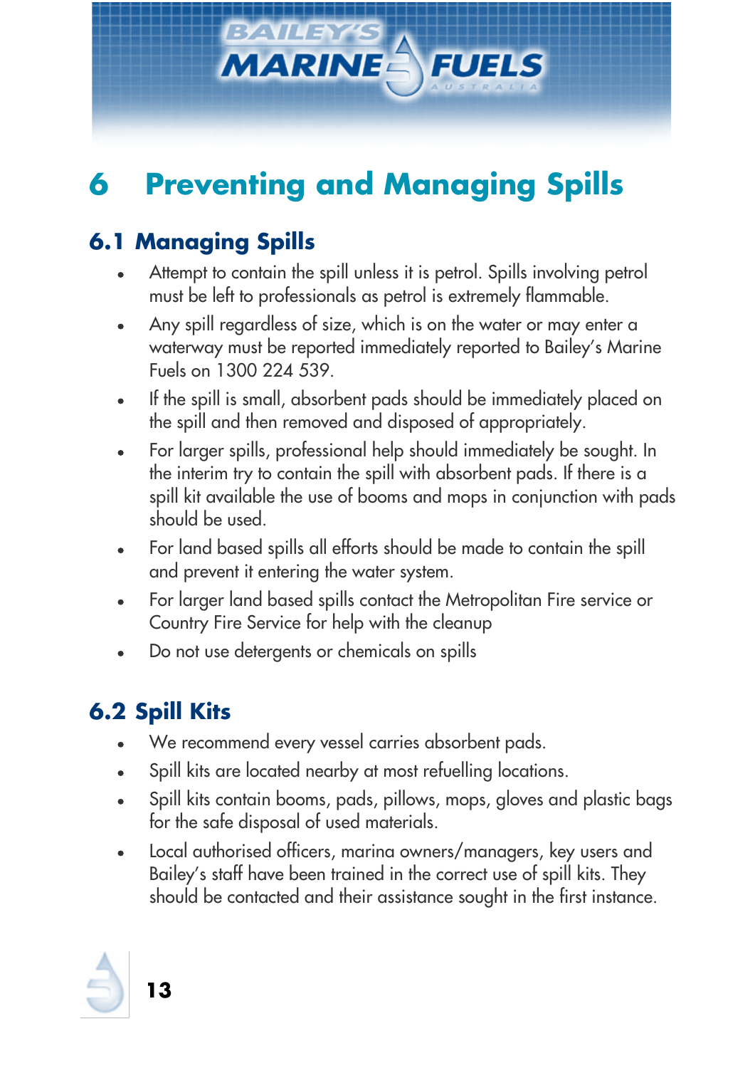# 6 Preventing and Managing Spills

## 6.1 Managing Spills

- Attempt to contain the spill unless it is petrol. Spills involving petrol must be left to professionals as petrol is extremely flammable.
- Any spill regardless of size, which is on the water or may enter a waterway must be reported immediately reported to Bailey's Marine Fuels on 1300 224 539.
- If the spill is small, absorbent pads should be immediately placed on the spill and then removed and disposed of appropriately.
- For larger spills, professional help should immediately be sought. In the interim try to contain the spill with absorbent pads. If there is a spill kit available the use of booms and mops in conjunction with pads should be used.
- For land based spills all efforts should be made to contain the spill and prevent it entering the water system.
- For larger land based spills contact the Metropolitan Fire service or Country Fire Service for help with the cleanup
- Do not use detergents or chemicals on spills

## 6.2 Spill Kits

- We recommend every vessel carries absorbent pads.
- Spill kits are located nearby at most refuelling locations.
- Spill kits contain booms, pads, pillows, mops, gloves and plastic bags for the safe disposal of used materials.
- Local authorised officers, marina owners/managers, key users and Bailey's staff have been trained in the correct use of spill kits. They should be contacted and their assistance sought in the first instance.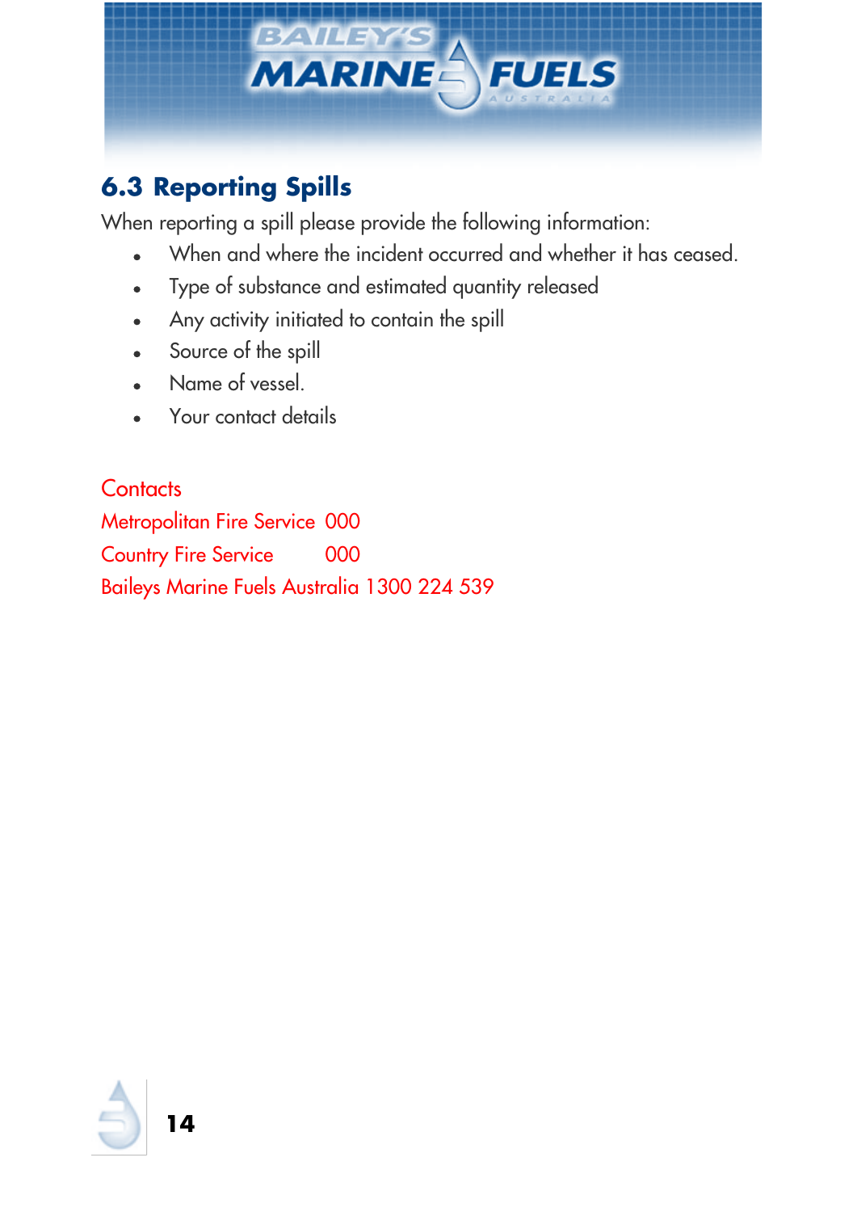## 6.3 Reporting Spills

When reporting a spill please provide the following information:

- When and where the incident occurred and whether it has ceased.
- Type of substance and estimated quantity released
- Any activity initiated to contain the spill
- Source of the spill
- Name of vessel.
- Your contact details

Contacts

Metropolitan Fire Service 000

Country Fire Service 000

Baileys Marine Fuels Australia 1300 224 539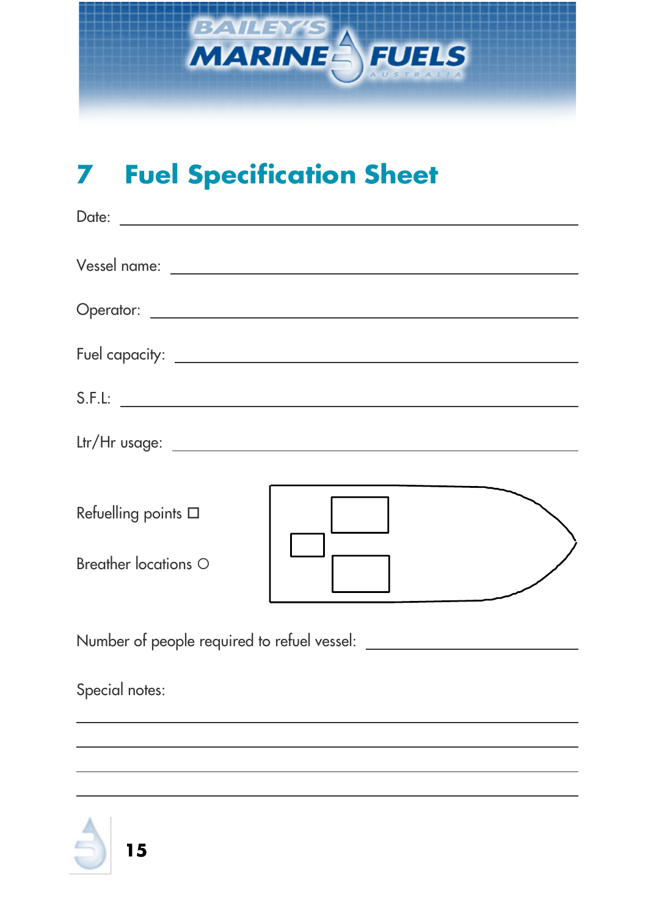# 7 Fuel Specification Sheet

Date: ______________________________

Vessel name: ______________________________

Operator: ______________________________

Fuel capacity: ______________________________

S.F.L: ______________________________

Ltr/Hr usage: ______________________________

Refuelling points ☐

Breather locations ○

Number of people required to refuel vessel: ______________

Special notes:

______________________________

______________________________

______________________________

______________________________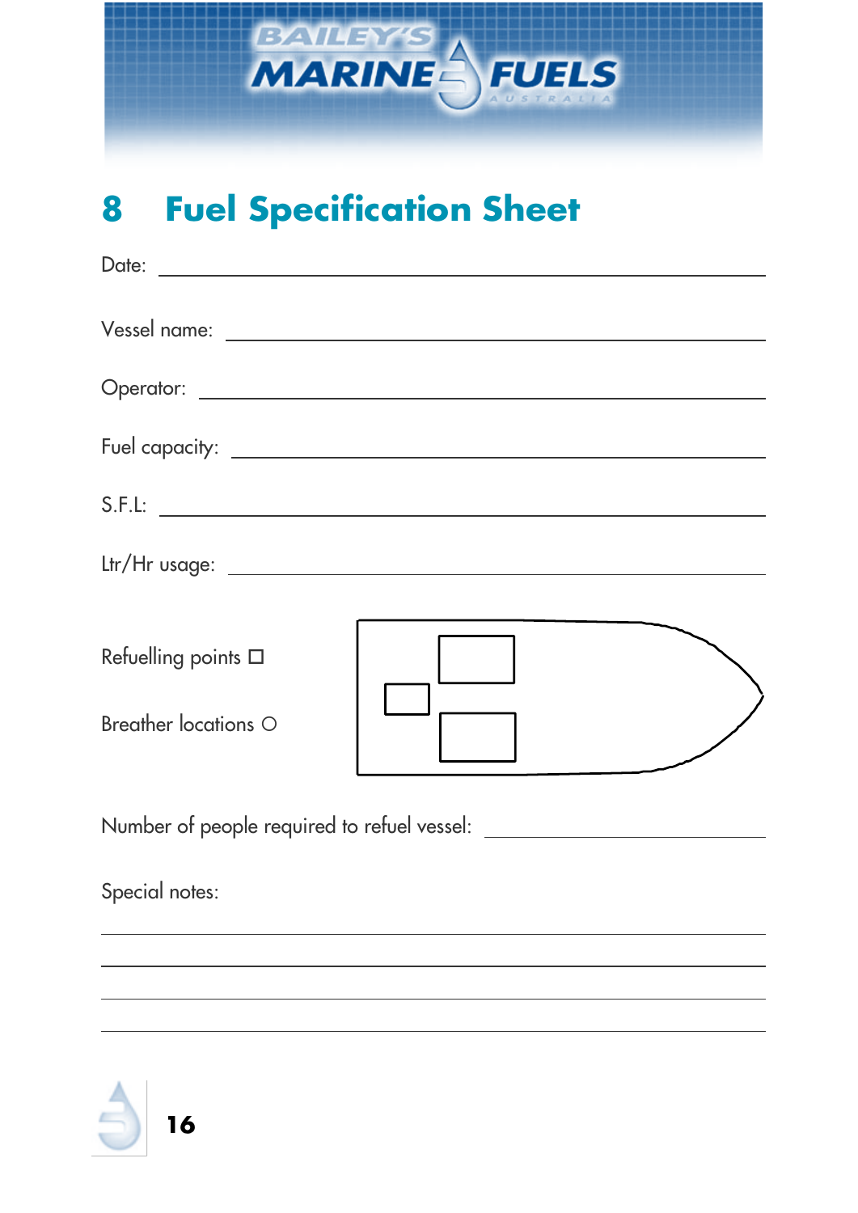## 8 Fuel Specification Sheet

Date: ______________________________

Vessel name: ______________________________

Operator: ______________________________

Fuel capacity: ______________________________

S.F.L: ______________________________

Ltr/Hr usage: ______________________________

Refuelling points ☐

Breather locations ○

Number of people required to refuel vessel: ______________

Special notes:

______________________________

______________________________

______________________________

______________________________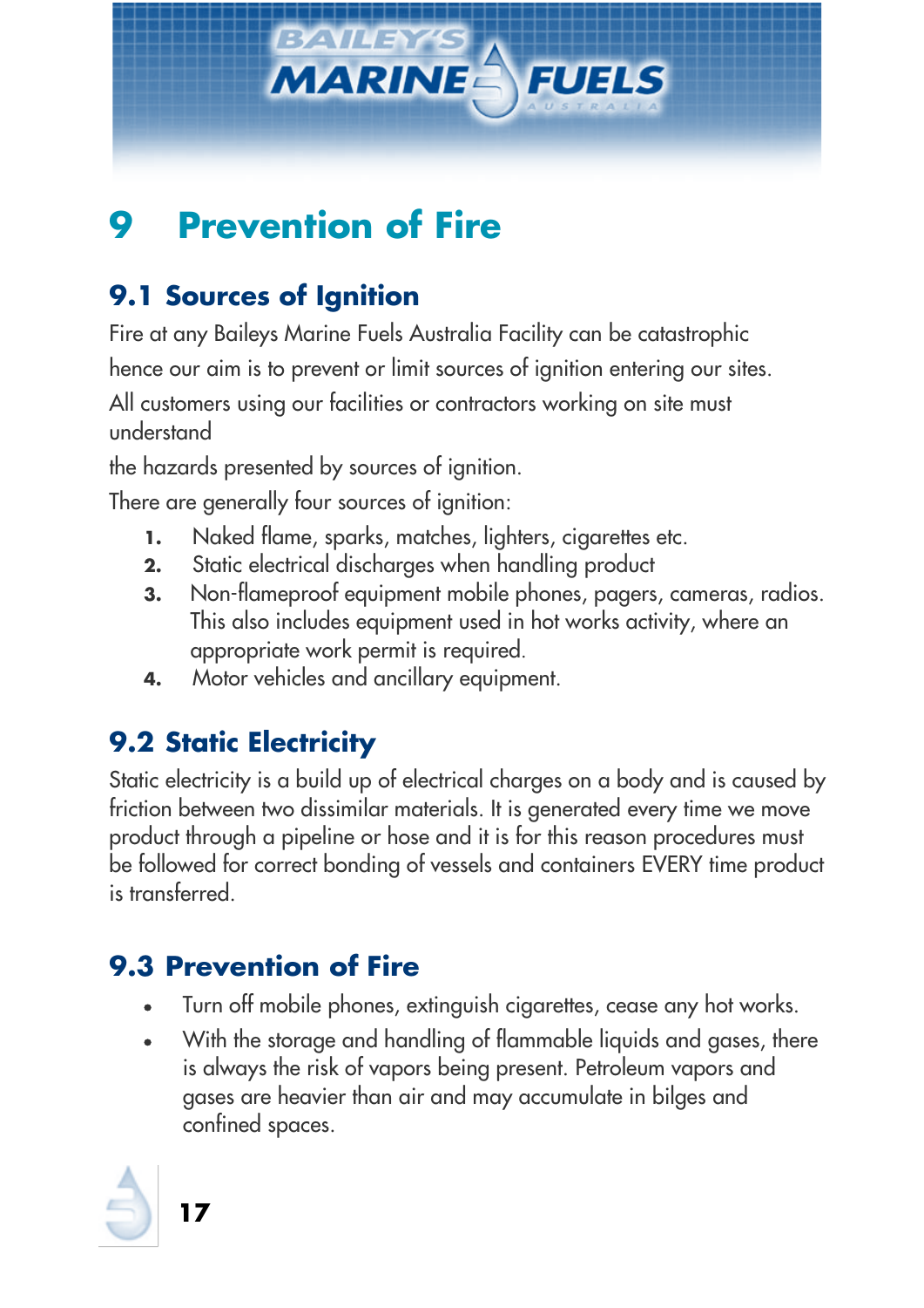# 9 Prevention of Fire

## 9.1 Sources of Ignition

Fire at any Baileys Marine Fuels Australia Facility can be catastrophic hence our aim is to prevent or limit sources of ignition entering our sites.

All customers using our facilities or contractors working on site must understand the hazards presented by sources of ignition.

There are generally four sources of ignition:

1. Naked flame, sparks, matches, lighters, cigarettes etc.
2. Static electrical discharges when handling product
3. Non-flameproof equipment mobile phones, pagers, cameras, radios. This also includes equipment used in hot works activity, where an appropriate work permit is required.
4. Motor vehicles and ancillary equipment.

## 9.2 Static Electricity

Static electricity is a build up of electrical charges on a body and is caused by friction between two dissimilar materials. It is generated every time we move product through a pipeline or hose and it is for this reason procedures must be followed for correct bonding of vessels and containers EVERY time product is transferred.

## 9.3 Prevention of Fire

- Turn off mobile phones, extinguish cigarettes, cease any hot works.
- With the storage and handling of flammable liquids and gases, there is always the risk of vapors being present. Petroleum vapors and gases are heavier than air and may accumulate in bilges and confined spaces.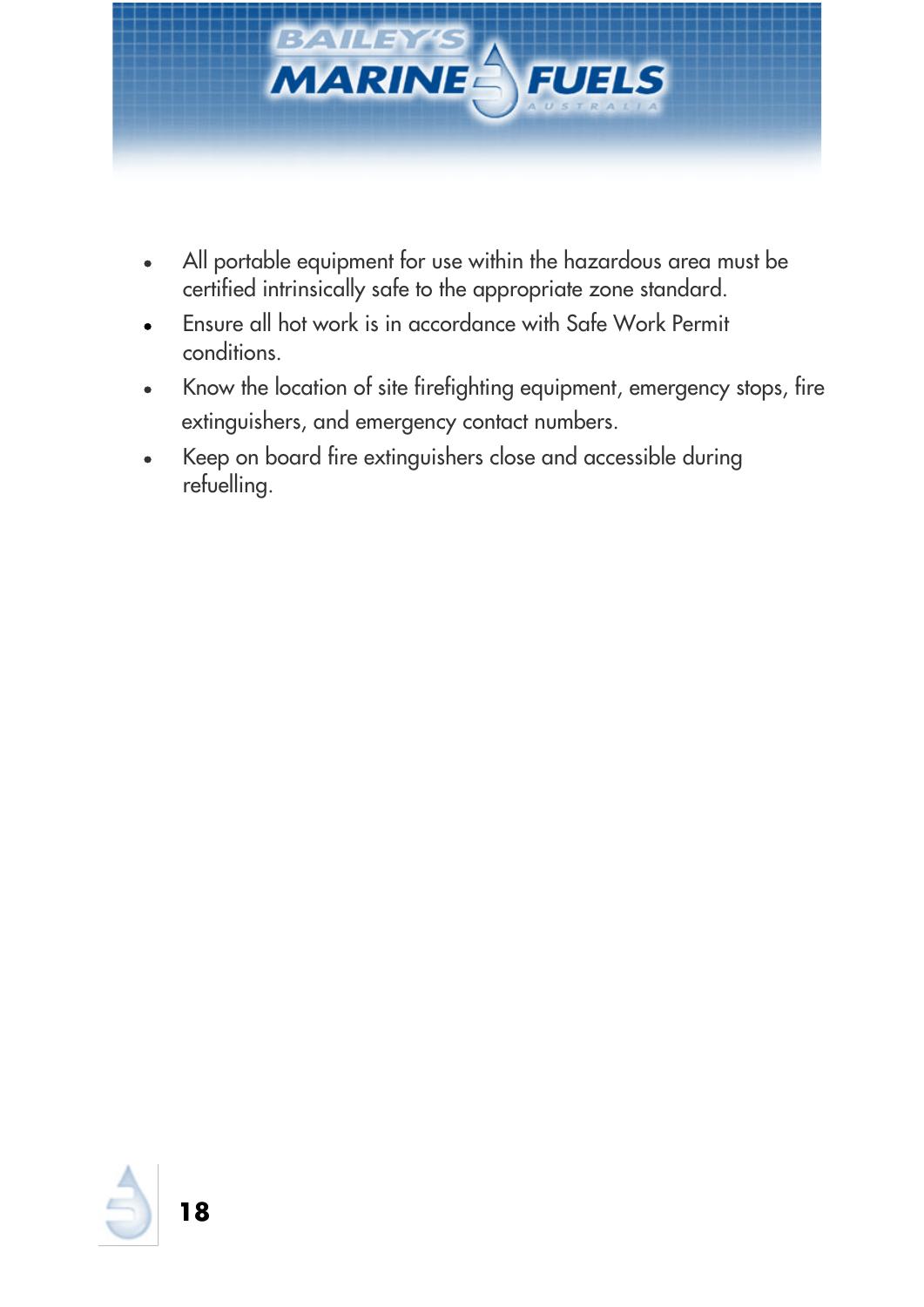- All portable equipment for use within the hazardous area must be certified intrinsically safe to the appropriate zone standard.
- Ensure all hot work is in accordance with Safe Work Permit conditions.
- Know the location of site firefighting equipment, emergency stops, fire extinguishers, and emergency contact numbers.
- Keep on board fire extinguishers close and accessible during refuelling.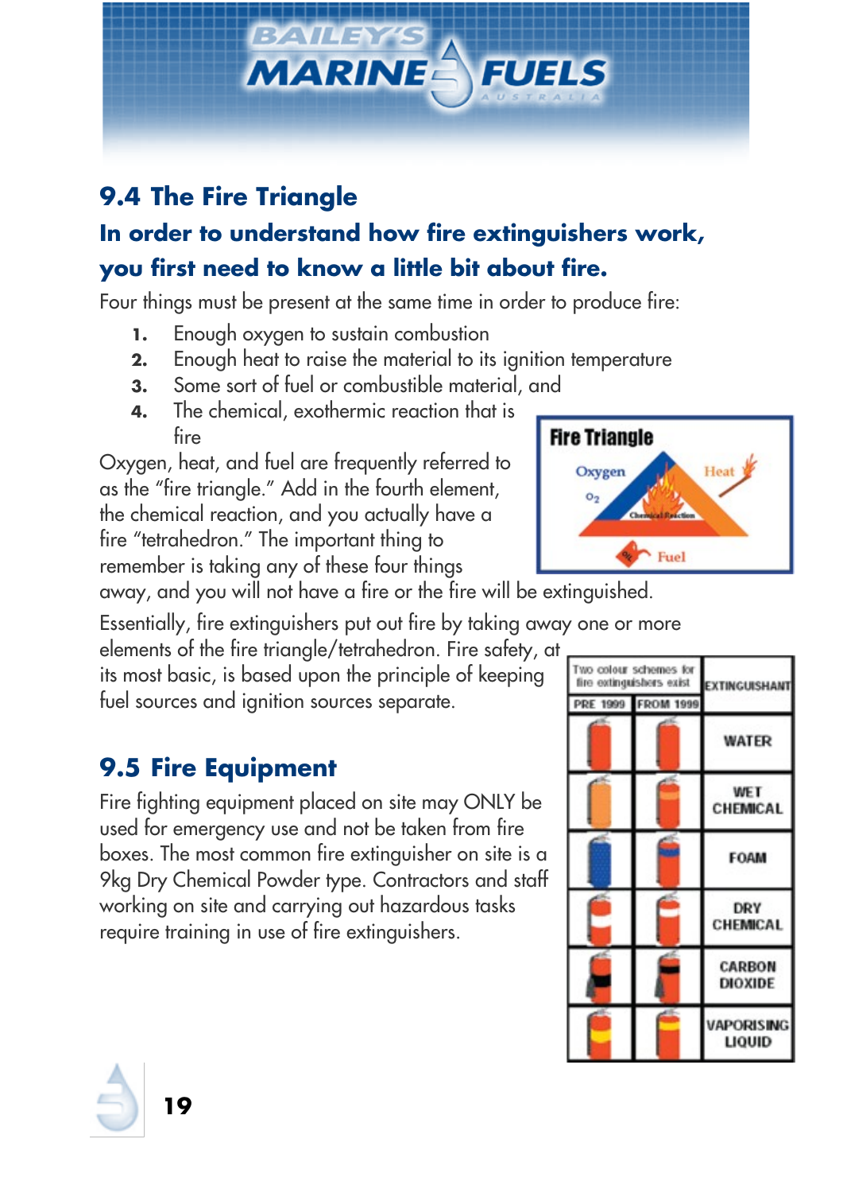## 9.4 The Fire Triangle

### In order to understand how fire extinguishers work, you first need to know a little bit about fire.

Four things must be present at the same time in order to produce fire:

1. Enough oxygen to sustain combustion
2. Enough heat to raise the material to its ignition temperature
3. Some sort of fuel or combustible material, and
4. The chemical, exothermic reaction that is fire

**Fire Triangle**

Oxygen $O_2$ — Heat — Chemical Reaction — Fuel

Oxygen, heat, and fuel are frequently referred to as the "fire triangle." Add in the fourth element, the chemical reaction, and you actually have a fire "tetrahedron." The important thing to remember is taking any of these four things away, and you will not have a fire or the fire will be extinguished.

Essentially, fire extinguishers put out fire by taking away one or more elements of the fire triangle/tetrahedron. Fire safety, at its most basic, is based upon the principle of keeping fuel sources and ignition sources separate.

## 9.5 Fire Equipment

Fire fighting equipment placed on site may ONLY be used for emergency use and not be taken from fire boxes. The most common fire extinguisher on site is a 9kg Dry Chemical Powder type. Contractors and staff working on site and carrying out hazardous tasks require training in use of fire extinguishers.

| Two colour schemes for fire extinguishers exist | | EXTINGUISHANT |
|---|---|---|
| PRE 1999 | FROM 1999 | |
| | | WATER |
| | | WET CHEMICAL |
| | | FOAM |
| | | DRY CHEMICAL |
| | | CARBON DIOXIDE |
| | | VAPORISING LIQUID |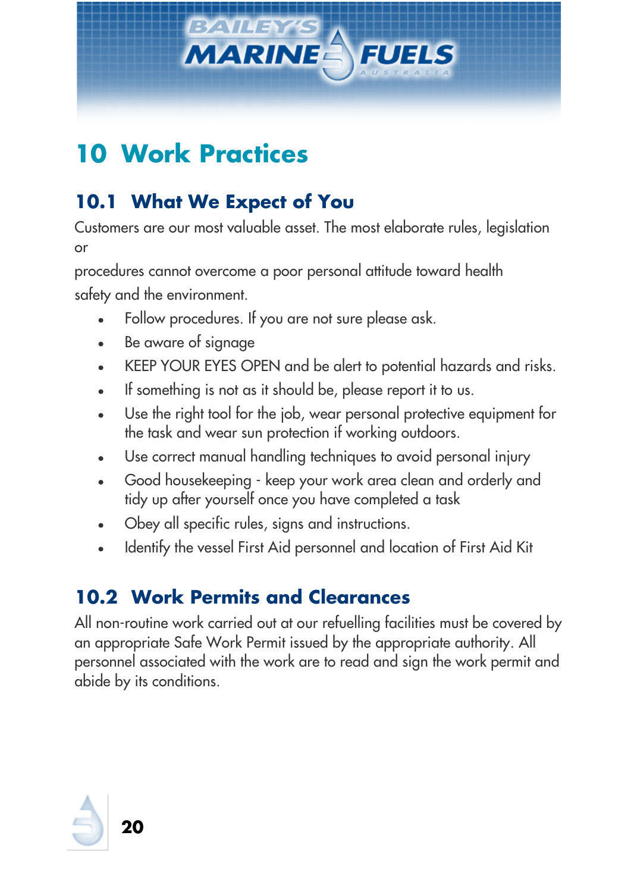# 10 Work Practices

## 10.1 What We Expect of You

Customers are our most valuable asset. The most elaborate rules, legislation or

procedures cannot overcome a poor personal attitude toward health safety and the environment.

- Follow procedures. If you are not sure please ask.
- Be aware of signage
- KEEP YOUR EYES OPEN and be alert to potential hazards and risks.
- If something is not as it should be, please report it to us.
- Use the right tool for the job, wear personal protective equipment for the task and wear sun protection if working outdoors.
- Use correct manual handling techniques to avoid personal injury
- Good housekeeping - keep your work area clean and orderly and tidy up after yourself once you have completed a task
- Obey all specific rules, signs and instructions.
- Identify the vessel First Aid personnel and location of First Aid Kit

## 10.2 Work Permits and Clearances

All non-routine work carried out at our refuelling facilities must be covered by an appropriate Safe Work Permit issued by the appropriate authority. All personnel associated with the work are to read and sign the work permit and abide by its conditions.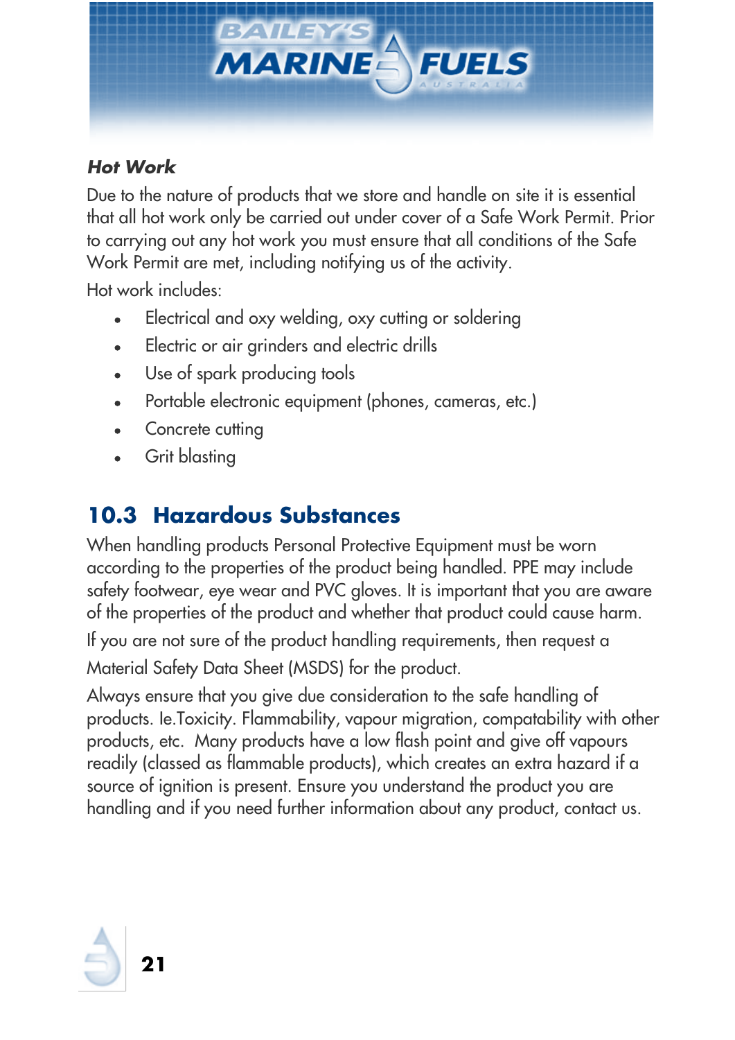### *Hot Work*

Due to the nature of products that we store and handle on site it is essential that all hot work only be carried out under cover of a Safe Work Permit. Prior to carrying out any hot work you must ensure that all conditions of the Safe Work Permit are met, including notifying us of the activity.

Hot work includes:

- Electrical and oxy welding, oxy cutting or soldering
- Electric or air grinders and electric drills
- Use of spark producing tools
- Portable electronic equipment (phones, cameras, etc.)
- Concrete cutting
- Grit blasting

## 10.3 Hazardous Substances

When handling products Personal Protective Equipment must be worn according to the properties of the product being handled. PPE may include safety footwear, eye wear and PVC gloves. It is important that you are aware of the properties of the product and whether that product could cause harm.

If you are not sure of the product handling requirements, then request a Material Safety Data Sheet (MSDS) for the product.

Always ensure that you give due consideration to the safe handling of products. Ie.Toxicity. Flammability, vapour migration, compatability with other products, etc. Many products have a low flash point and give off vapours readily (classed as flammable products), which creates an extra hazard if a source of ignition is present. Ensure you understand the product you are handling and if you need further information about any product, contact us.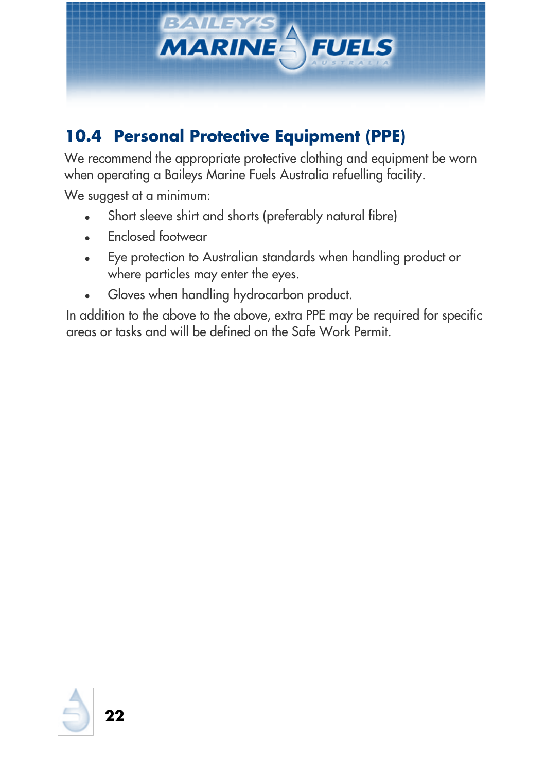## 10.4 Personal Protective Equipment (PPE)

We recommend the appropriate protective clothing and equipment be worn when operating a Baileys Marine Fuels Australia refuelling facility.

We suggest at a minimum:

- Short sleeve shirt and shorts (preferably natural fibre)
- Enclosed footwear
- Eye protection to Australian standards when handling product or where particles may enter the eyes.
- Gloves when handling hydrocarbon product.

In addition to the above to the above, extra PPE may be required for specific areas or tasks and will be defined on the Safe Work Permit.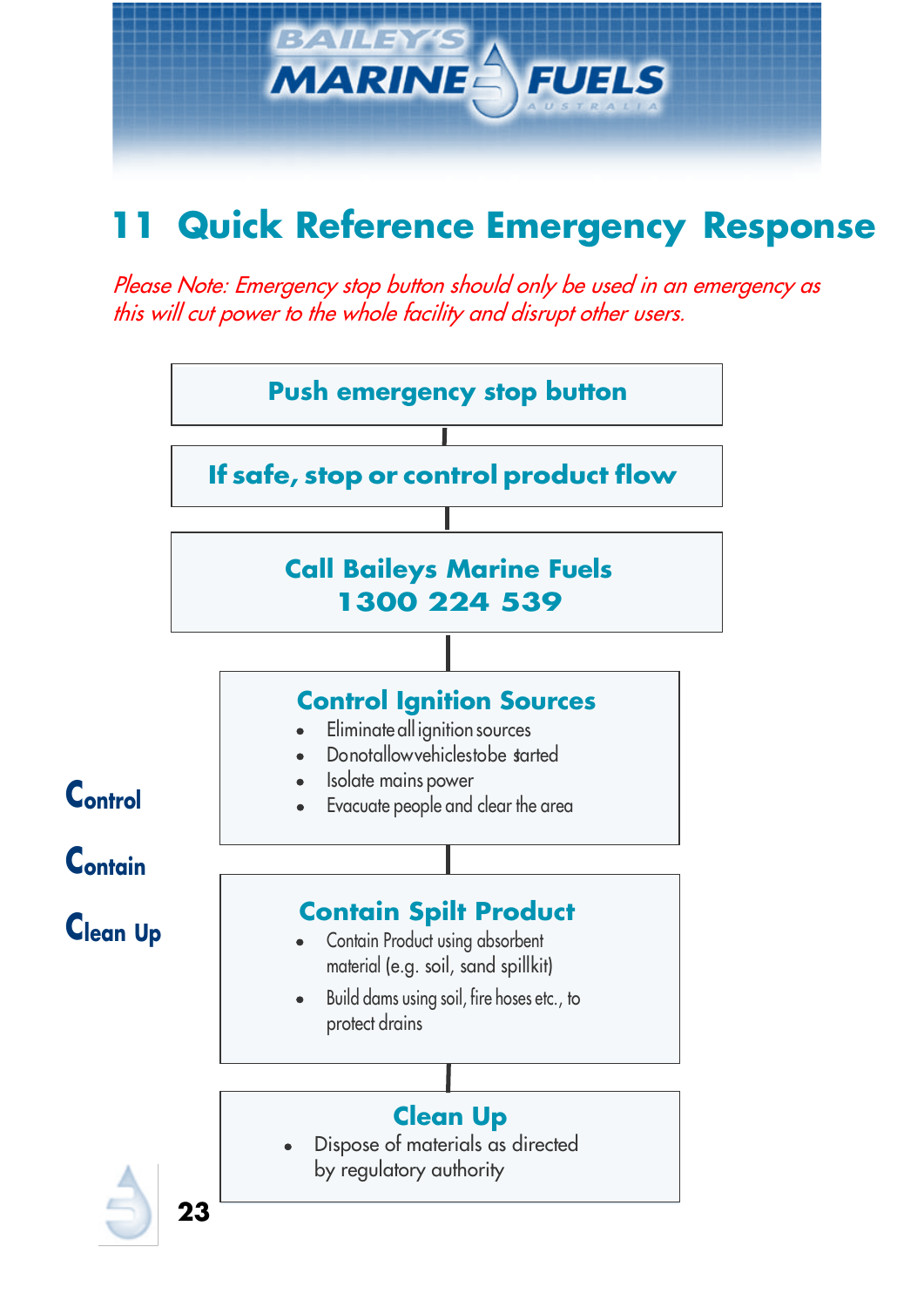# 11 Quick Reference Emergency Response

*Please Note: Emergency stop button should only be used in an emergency as this will cut power to the whole facility and disrupt other users.*

**Push emergency stop button**

**If safe, stop or control product flow**

**Call Baileys Marine Fuels**
**1300 224 539**

**Control**

**Contain**

**Clean Up**

### Control Ignition Sources

- Eliminate all ignition sources
- Do not allow vehicles to be started
- Isolate mains power
- Evacuate people and clear the area

### Contain Spilt Product

- Contain Product using absorbent material (e.g. soil, sand spillkit)
- Build dams using soil, fire hoses etc., to protect drains

### Clean Up

- Dispose of materials as directed by regulatory authority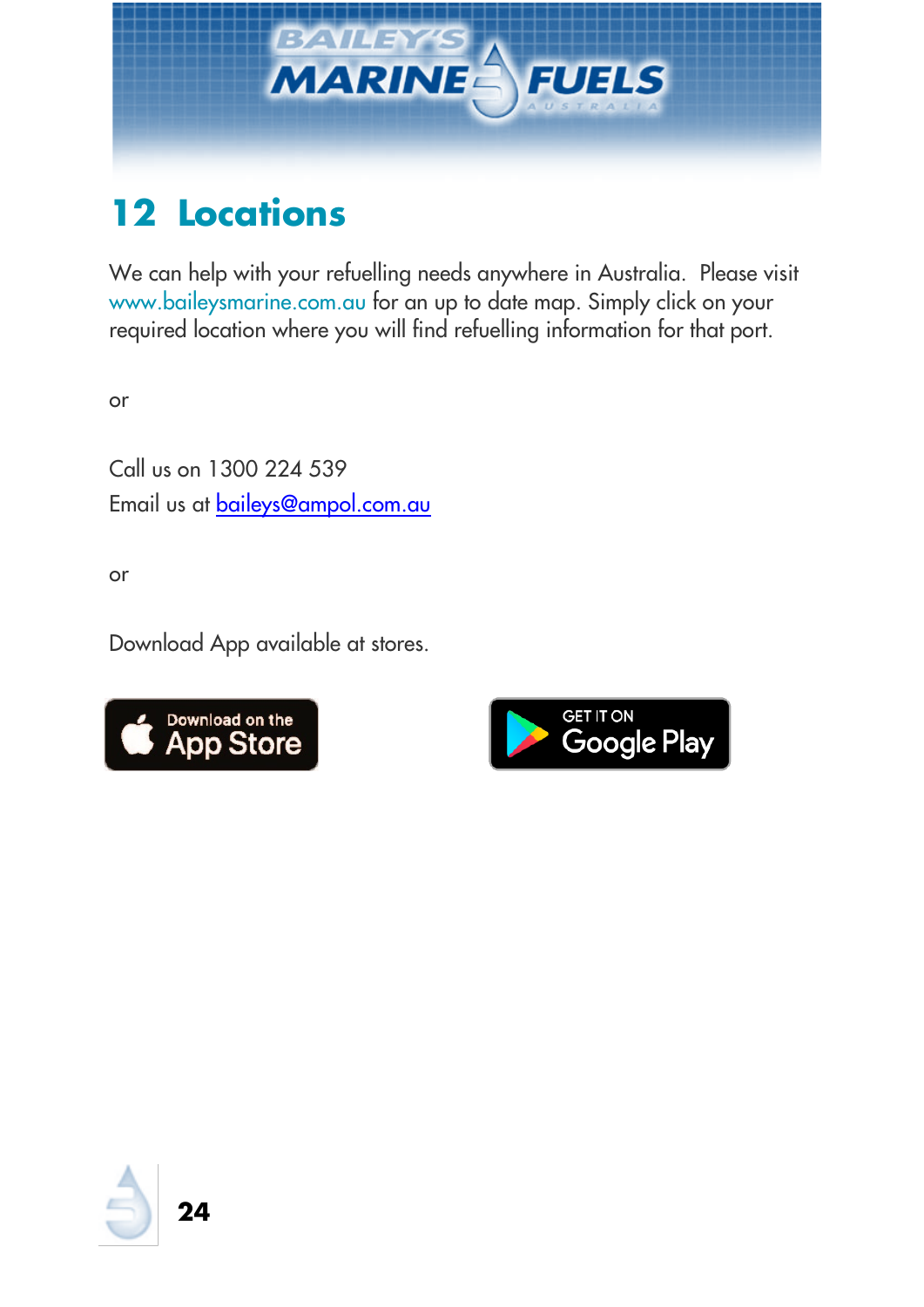## 12 Locations

We can help with your refuelling needs anywhere in Australia. Please visit www.baileysmarine.com.au for an up to date map. Simply click on your required location where you will find refuelling information for that port.

or

Call us on 1300 224 539

Email us at baileys@ampol.com.au

or

Download App available at stores.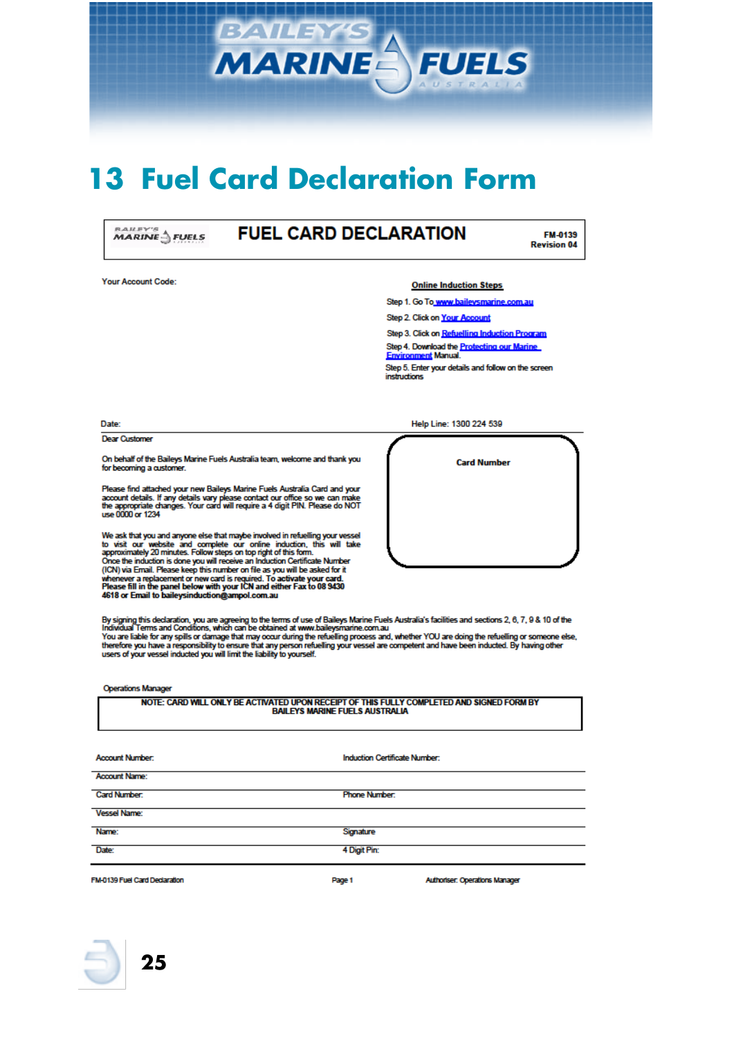# 13 Fuel Card Declaration Form

**FUEL CARD DECLARATION** — FM-0139 Revision 04

Your Account Code:

**Online Induction Steps**

Step 1. Go To www.baileysmarine.com.au

Step 2. Click on Your Account

Step 3. Click on Refuelling Induction Program

Step 4. Download the Protecting our Marine Environment Manual.

Step 5. Enter your details and follow on the screen instructions

Date:

Help Line: 1300 224 539

**Card Number**

Dear Customer

On behalf of the Baileys Marine Fuels Australia team, welcome and thank you for becoming a customer.

Please find attached your new Baileys Marine Fuels Australia Card and your account details. If any details vary please contact our office so we can make the appropriate changes. Your card will require a 4 digit PIN. Please do NOT use 0000 or 1234

We ask that you and anyone else that maybe involved in refuelling your vessel to visit our website and complete our online induction, this will take approximately 20 minutes. Follow steps on top right of this form. Once the induction is done you will receive an Induction Certificate Number (ICN) via Email. Please keep this number on file as you will be asked for it whenever a replacement or new card is required. **To activate your card. Please fill in the panel below with your ICN and either Fax to 08 9430 4618 or Email to baileysinduction@ampol.com.au**

By signing this declaration, you are agreeing to the terms of use of Baileys Marine Fuels Australia's facilities and sections 2, 6, 7, 9 & 10 of the Individual Terms and Conditions, which can be obtained at www.baileysmarine.com.au
You are liable for any spills or damage that may occur during the refuelling process and, whether YOU are doing the refuelling or someone else, therefore you have a responsibility to ensure that any person refuelling your vessel are competent and have been inducted. By having other users of your vessel inducted you will limit the liability to yourself.

Operations Manager

**NOTE: CARD WILL ONLY BE ACTIVATED UPON RECEIPT OF THIS FULLY COMPLETED AND SIGNED FORM BY BAILEYS MARINE FUELS AUSTRALIA**

| | |
|---|---|
| Account Number: | Induction Certificate Number: |
| Account Name: | |
| Card Number: | Phone Number: |
| Vessel Name: | |
| Name: | Signature |
| Date: | 4 Digit Pin: |

FM-0139 Fuel Card Declaration — Page 1 — Authoriser: Operations Manager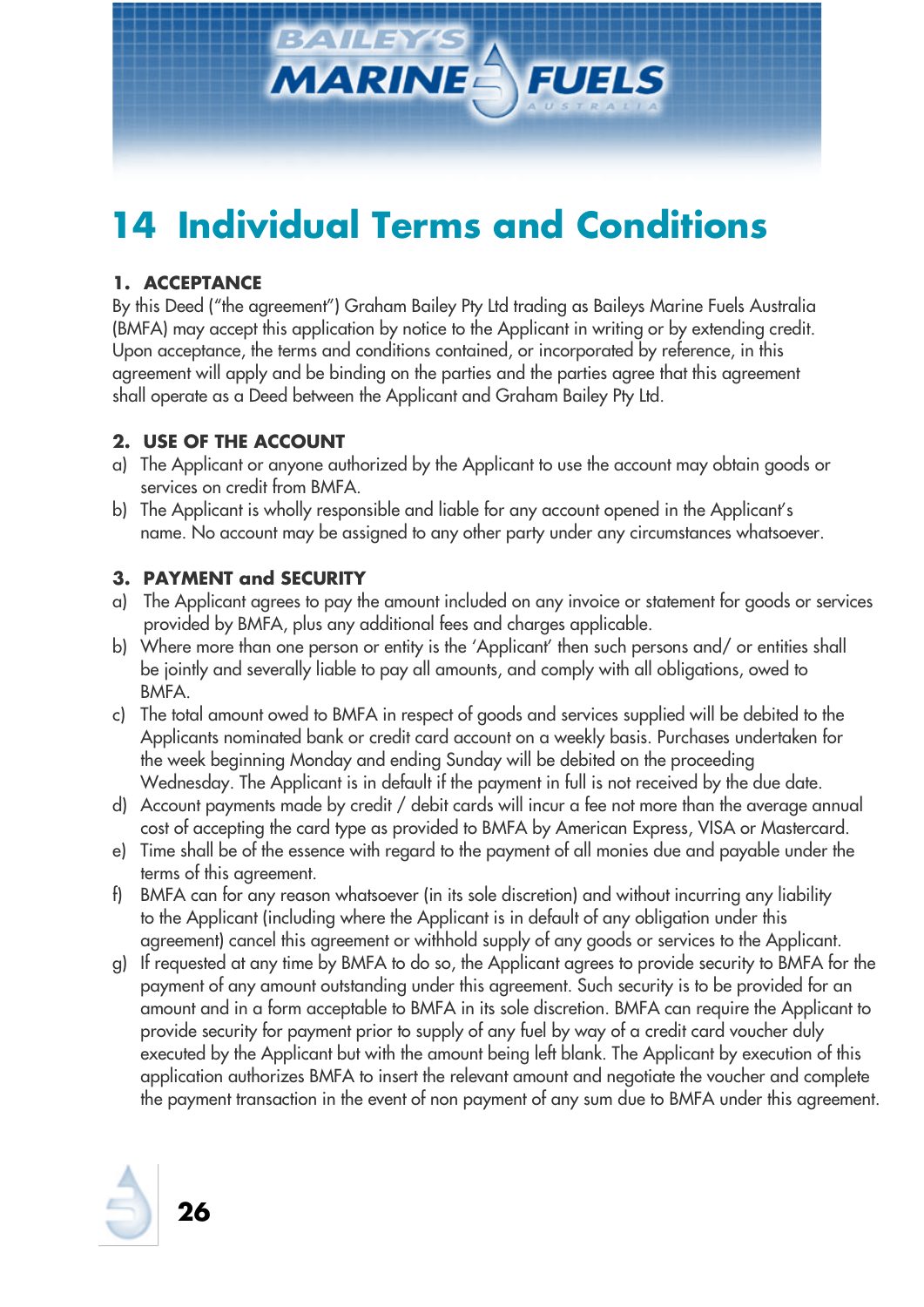# 14 Individual Terms and Conditions

## 1. ACCEPTANCE

By this Deed ("the agreement") Graham Bailey Pty Ltd trading as Baileys Marine Fuels Australia (BMFA) may accept this application by notice to the Applicant in writing or by extending credit. Upon acceptance, the terms and conditions contained, or incorporated by reference, in this agreement will apply and be binding on the parties and the parties agree that this agreement shall operate as a Deed between the Applicant and Graham Bailey Pty Ltd.

## 2. USE OF THE ACCOUNT

a) The Applicant or anyone authorized by the Applicant to use the account may obtain goods or services on credit from BMFA.

b) The Applicant is wholly responsible and liable for any account opened in the Applicant's name. No account may be assigned to any other party under any circumstances whatsoever.

## 3. PAYMENT and SECURITY

a) The Applicant agrees to pay the amount included on any invoice or statement for goods or services provided by BMFA, plus any additional fees and charges applicable.

b) Where more than one person or entity is the 'Applicant' then such persons and/ or entities shall be jointly and severally liable to pay all amounts, and comply with all obligations, owed to BMFA.

c) The total amount owed to BMFA in respect of goods and services supplied will be debited to the Applicants nominated bank or credit card account on a weekly basis. Purchases undertaken for the week beginning Monday and ending Sunday will be debited on the proceeding Wednesday. The Applicant is in default if the payment in full is not received by the due date.

d) Account payments made by credit / debit cards will incur a fee not more than the average annual cost of accepting the card type as provided to BMFA by American Express, VISA or Mastercard.

e) Time shall be of the essence with regard to the payment of all monies due and payable under the terms of this agreement.

f) BMFA can for any reason whatsoever (in its sole discretion) and without incurring any liability to the Applicant (including where the Applicant is in default of any obligation under this agreement) cancel this agreement or withhold supply of any goods or services to the Applicant.

g) If requested at any time by BMFA to do so, the Applicant agrees to provide security to BMFA for the payment of any amount outstanding under this agreement. Such security is to be provided for an amount and in a form acceptable to BMFA in its sole discretion. BMFA can require the Applicant to provide security for payment prior to supply of any fuel by way of a credit card voucher duly executed by the Applicant but with the amount being left blank. The Applicant by execution of this application authorizes BMFA to insert the relevant amount and negotiate the voucher and complete the payment transaction in the event of non payment of any sum due to BMFA under this agreement.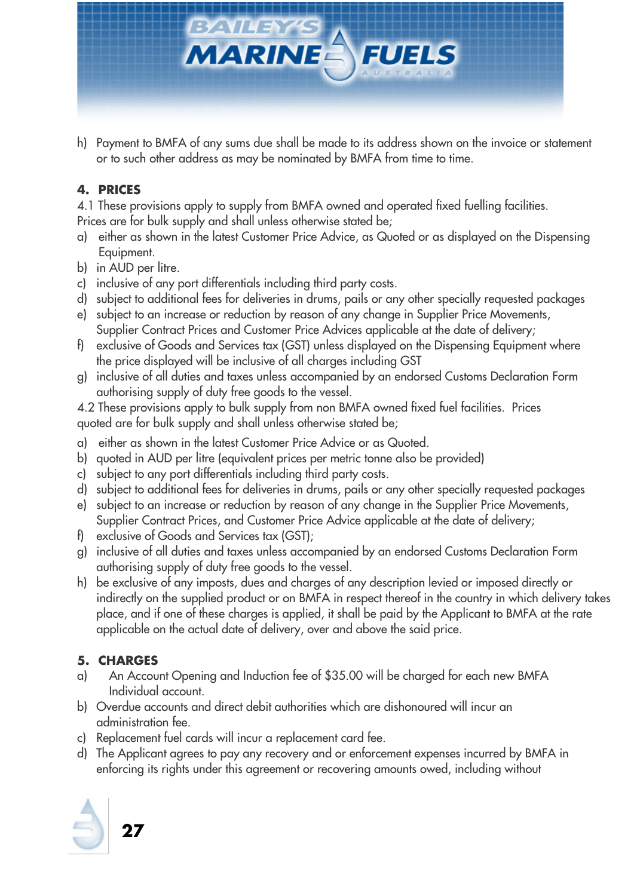h) Payment to BMFA of any sums due shall be made to its address shown on the invoice or statement or to such other address as may be nominated by BMFA from time to time.

## 4. PRICES

4.1 These provisions apply to supply from BMFA owned and operated fixed fuelling facilities. Prices are for bulk supply and shall unless otherwise stated be;

a) either as shown in the latest Customer Price Advice, as Quoted or as displayed on the Dispensing Equipment.
b) in AUD per litre.
c) inclusive of any port differentials including third party costs.
d) subject to additional fees for deliveries in drums, pails or any other specially requested packages
e) subject to an increase or reduction by reason of any change in Supplier Price Movements, Supplier Contract Prices and Customer Price Advices applicable at the date of delivery;
f) exclusive of Goods and Services tax (GST) unless displayed on the Dispensing Equipment where the price displayed will be inclusive of all charges including GST
g) inclusive of all duties and taxes unless accompanied by an endorsed Customs Declaration Form authorising supply of duty free goods to the vessel.

4.2 These provisions apply to bulk supply from non BMFA owned fixed fuel facilities. Prices quoted are for bulk supply and shall unless otherwise stated be;

a) either as shown in the latest Customer Price Advice or as Quoted.
b) quoted in AUD per litre (equivalent prices per metric tonne also be provided)
c) subject to any port differentials including third party costs.
d) subject to additional fees for deliveries in drums, pails or any other specially requested packages
e) subject to an increase or reduction by reason of any change in the Supplier Price Movements, Supplier Contract Prices, and Customer Price Advice applicable at the date of delivery;
f) exclusive of Goods and Services tax (GST);
g) inclusive of all duties and taxes unless accompanied by an endorsed Customs Declaration Form authorising supply of duty free goods to the vessel.
h) be exclusive of any imposts, dues and charges of any description levied or imposed directly or indirectly on the supplied product or on BMFA in respect thereof in the country in which delivery takes place, and if one of these charges is applied, it shall be paid by the Applicant to BMFA at the rate applicable on the actual date of delivery, over and above the said price.

## 5. CHARGES

a) An Account Opening and Induction fee of $35.00 will be charged for each new BMFA Individual account.
b) Overdue accounts and direct debit authorities which are dishonoured will incur an administration fee.
c) Replacement fuel cards will incur a replacement card fee.
d) The Applicant agrees to pay any recovery and or enforcement expenses incurred by BMFA in enforcing its rights under this agreement or recovering amounts owed, including without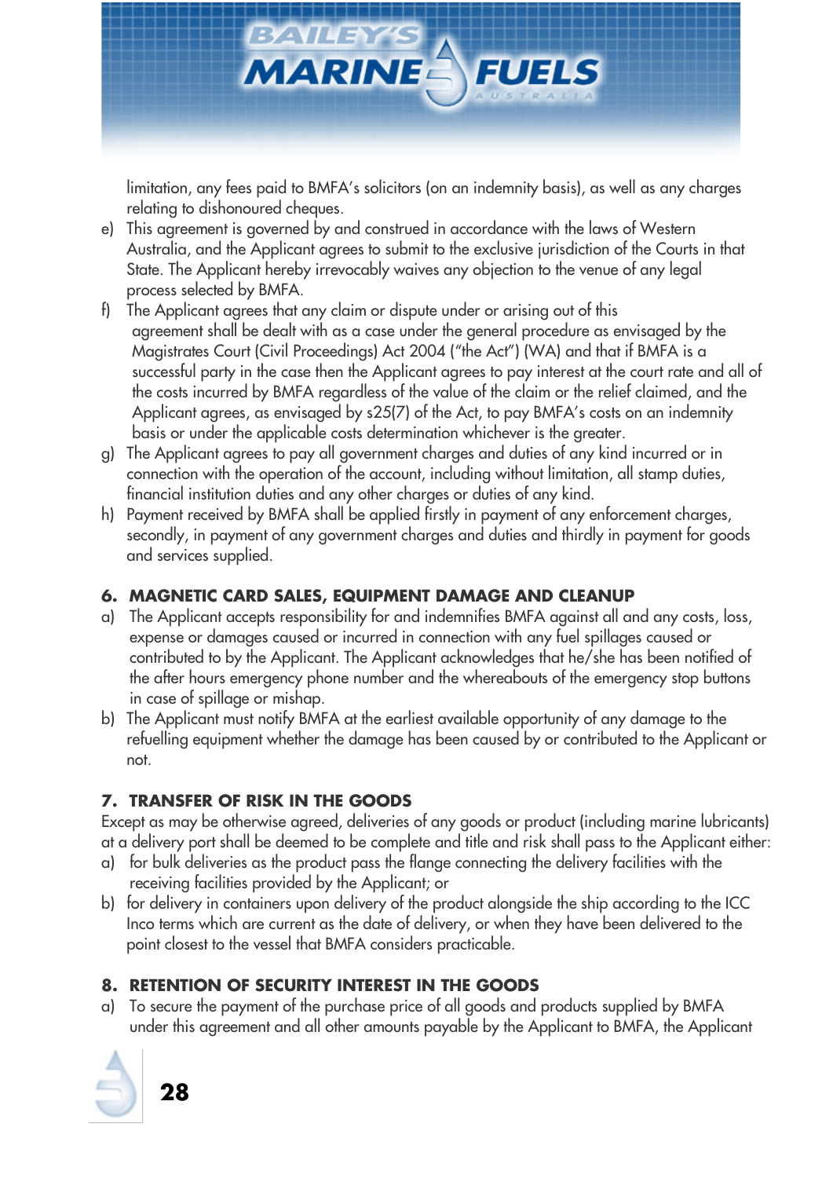limitation, any fees paid to BMFA's solicitors (on an indemnity basis), as well as any charges relating to dishonoured cheques.

e) This agreement is governed by and construed in accordance with the laws of Western Australia, and the Applicant agrees to submit to the exclusive jurisdiction of the Courts in that State. The Applicant hereby irrevocably waives any objection to the venue of any legal process selected by BMFA.

f) The Applicant agrees that any claim or dispute under or arising out of this agreement shall be dealt with as a case under the general procedure as envisaged by the Magistrates Court (Civil Proceedings) Act 2004 ("the Act") (WA) and that if BMFA is a successful party in the case then the Applicant agrees to pay interest at the court rate and all of the costs incurred by BMFA regardless of the value of the claim or the relief claimed, and the Applicant agrees, as envisaged by s25(7) of the Act, to pay BMFA's costs on an indemnity basis or under the applicable costs determination whichever is the greater.

g) The Applicant agrees to pay all government charges and duties of any kind incurred or in connection with the operation of the account, including without limitation, all stamp duties, financial institution duties and any other charges or duties of any kind.

h) Payment received by BMFA shall be applied firstly in payment of any enforcement charges, secondly, in payment of any government charges and duties and thirdly in payment for goods and services supplied.

## 6. MAGNETIC CARD SALES, EQUIPMENT DAMAGE AND CLEANUP

a) The Applicant accepts responsibility for and indemnifies BMFA against all and any costs, loss, expense or damages caused or incurred in connection with any fuel spillages caused or contributed to by the Applicant. The Applicant acknowledges that he/she has been notified of the after hours emergency phone number and the whereabouts of the emergency stop buttons in case of spillage or mishap.

b) The Applicant must notify BMFA at the earliest available opportunity of any damage to the refuelling equipment whether the damage has been caused by or contributed to the Applicant or not.

## 7. TRANSFER OF RISK IN THE GOODS

Except as may be otherwise agreed, deliveries of any goods or product (including marine lubricants) at a delivery port shall be deemed to be complete and title and risk shall pass to the Applicant either:

a) for bulk deliveries as the product pass the flange connecting the delivery facilities with the receiving facilities provided by the Applicant; or

b) for delivery in containers upon delivery of the product alongside the ship according to the ICC Inco terms which are current as the date of delivery, or when they have been delivered to the point closest to the vessel that BMFA considers practicable.

## 8. RETENTION OF SECURITY INTEREST IN THE GOODS

a) To secure the payment of the purchase price of all goods and products supplied by BMFA under this agreement and all other amounts payable by the Applicant to BMFA, the Applicant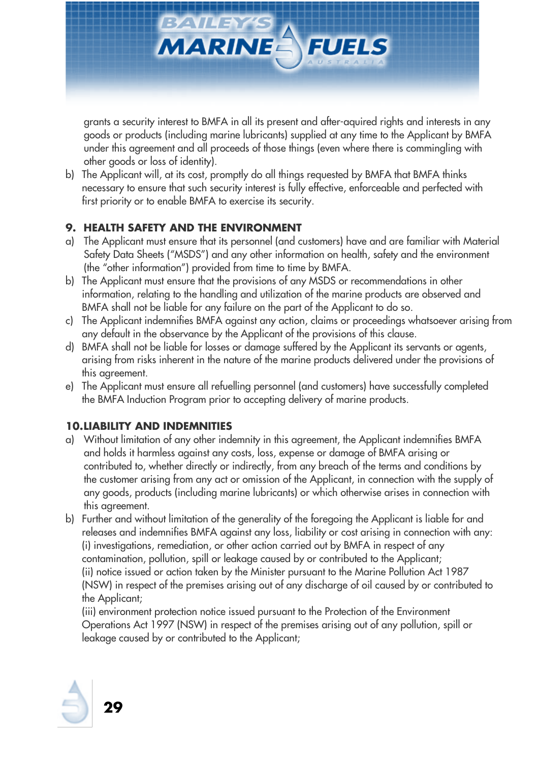grants a security interest to BMFA in all its present and after-aquired rights and interests in any goods or products (including marine lubricants) supplied at any time to the Applicant by BMFA under this agreement and all proceeds of those things (even where there is commingling with other goods or loss of identity).

b) The Applicant will, at its cost, promptly do all things requested by BMFA that BMFA thinks necessary to ensure that such security interest is fully effective, enforceable and perfected with first priority or to enable BMFA to exercise its security.

## 9. HEALTH SAFETY AND THE ENVIRONMENT

a) The Applicant must ensure that its personnel (and customers) have and are familiar with Material Safety Data Sheets ("MSDS") and any other information on health, safety and the environment (the "other information") provided from time to time by BMFA.

b) The Applicant must ensure that the provisions of any MSDS or recommendations in other information, relating to the handling and utilization of the marine products are observed and BMFA shall not be liable for any failure on the part of the Applicant to do so.

c) The Applicant indemnifies BMFA against any action, claims or proceedings whatsoever arising from any default in the observance by the Applicant of the provisions of this clause.

d) BMFA shall not be liable for losses or damage suffered by the Applicant its servants or agents, arising from risks inherent in the nature of the marine products delivered under the provisions of this agreement.

e) The Applicant must ensure all refuelling personnel (and customers) have successfully completed the BMFA Induction Program prior to accepting delivery of marine products.

## 10. LIABILITY AND INDEMNITIES

a) Without limitation of any other indemnity in this agreement, the Applicant indemnifies BMFA and holds it harmless against any costs, loss, expense or damage of BMFA arising or contributed to, whether directly or indirectly, from any breach of the terms and conditions by the customer arising from any act or omission of the Applicant, in connection with the supply of any goods, products (including marine lubricants) or which otherwise arises in connection with this agreement.

b) Further and without limitation of the generality of the foregoing the Applicant is liable for and releases and indemnifies BMFA against any loss, liability or cost arising in connection with any:
(i) investigations, remediation, or other action carried out by BMFA in respect of any contamination, pollution, spill or leakage caused by or contributed to the Applicant;
(ii) notice issued or action taken by the Minister pursuant to the Marine Pollution Act 1987 (NSW) in respect of the premises arising out of any discharge of oil caused by or contributed to the Applicant;
(iii) environment protection notice issued pursuant to the Protection of the Environment Operations Act 1997 (NSW) in respect of the premises arising out of any pollution, spill or leakage caused by or contributed to the Applicant;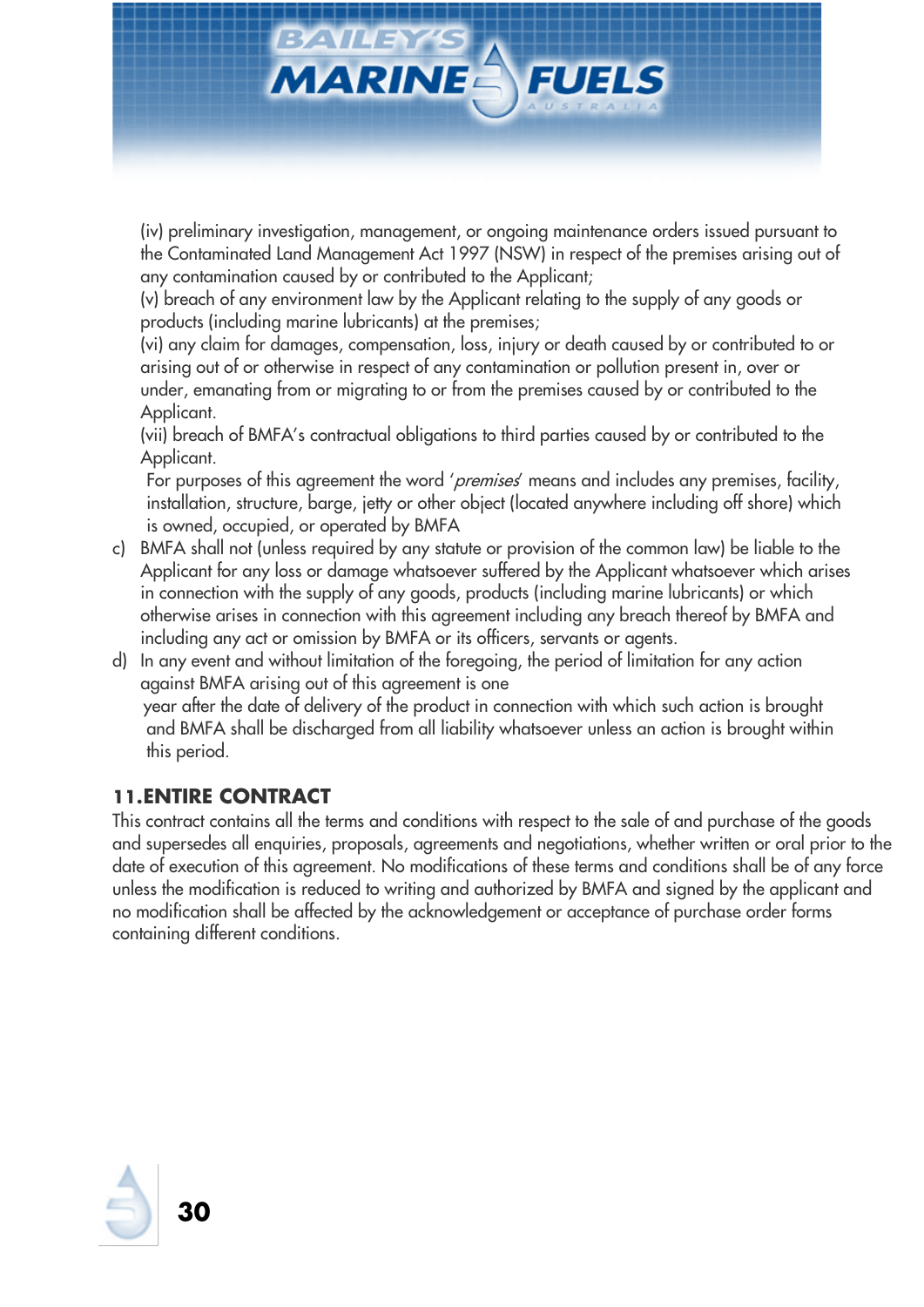(iv) preliminary investigation, management, or ongoing maintenance orders issued pursuant to the Contaminated Land Management Act 1997 (NSW) in respect of the premises arising out of any contamination caused by or contributed to the Applicant;
(v) breach of any environment law by the Applicant relating to the supply of any goods or products (including marine lubricants) at the premises;
(vi) any claim for damages, compensation, loss, injury or death caused by or contributed to or arising out of or otherwise in respect of any contamination or pollution present in, over or under, emanating from or migrating to or from the premises caused by or contributed to the Applicant.
(vii) breach of BMFA's contractual obligations to third parties caused by or contributed to the Applicant.
For purposes of this agreement the word '*premises*' means and includes any premises, facility, installation, structure, barge, jetty or other object (located anywhere including off shore) which is owned, occupied, or operated by BMFA

c) BMFA shall not (unless required by any statute or provision of the common law) be liable to the Applicant for any loss or damage whatsoever suffered by the Applicant whatsoever which arises in connection with the supply of any goods, products (including marine lubricants) or which otherwise arises in connection with this agreement including any breach thereof by BMFA and including any act or omission by BMFA or its officers, servants or agents.
d) In any event and without limitation of the foregoing, the period of limitation for any action against BMFA arising out of this agreement is one year after the date of delivery of the product in connection with which such action is brought and BMFA shall be discharged from all liability whatsoever unless an action is brought within this period.

## 11. ENTIRE CONTRACT

This contract contains all the terms and conditions with respect to the sale of and purchase of the goods and supersedes all enquiries, proposals, agreements and negotiations, whether written or oral prior to the date of execution of this agreement. No modifications of these terms and conditions shall be of any force unless the modification is reduced to writing and authorized by BMFA and signed by the applicant and no modification shall be affected by the acknowledgement or acceptance of purchase order forms containing different conditions.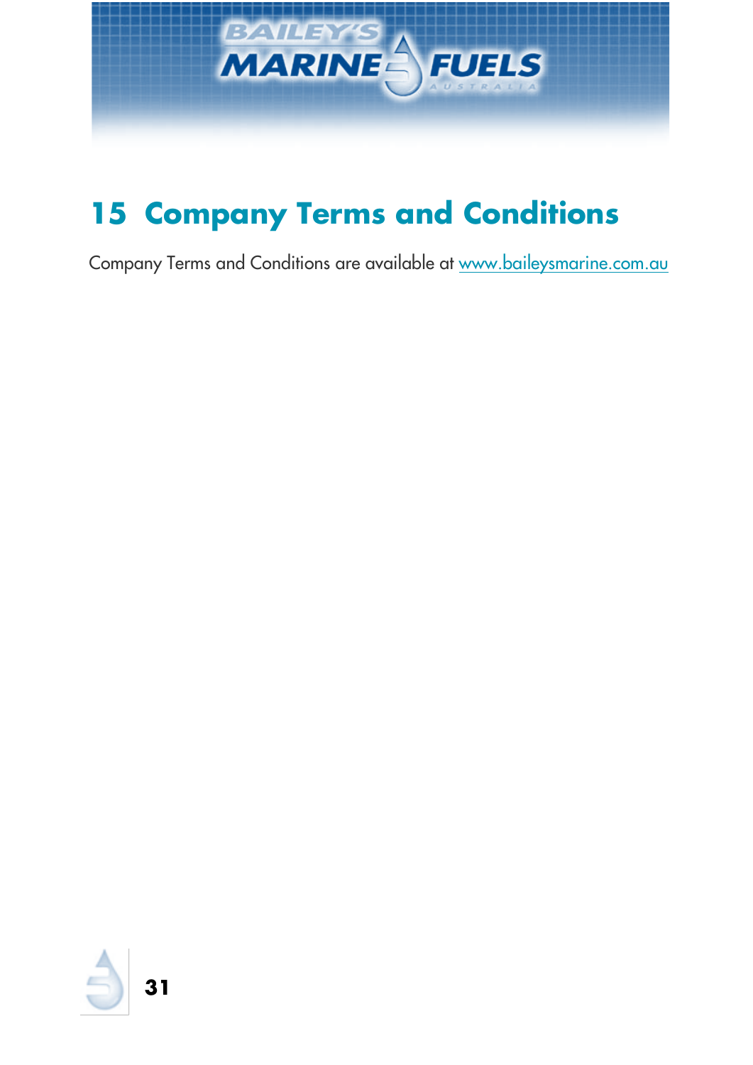# 15 Company Terms and Conditions

Company Terms and Conditions are available at www.baileysmarine.com.au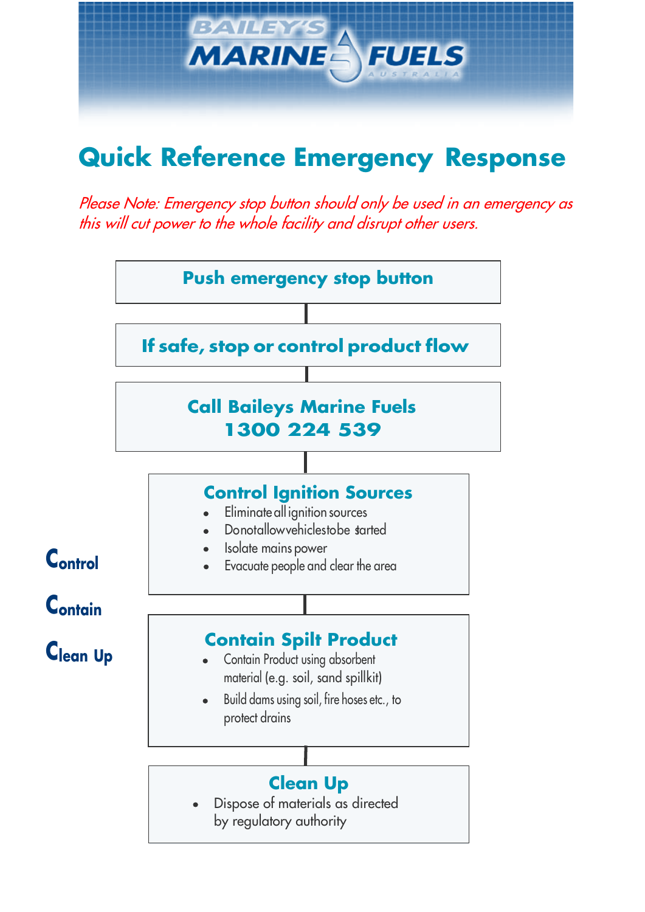BAILEY'S MARINE FUELS AUSTRALIA

# Quick Reference Emergency Response

*Please Note: Emergency stop button should only be used in an emergency as this will cut power to the whole facility and disrupt other users.*

**Push emergency stop button**

**If safe, stop or control product flow**

**Call Baileys Marine Fuels**
**1300 224 539**

**Control**

**Contain**

**Clean Up**

## Control Ignition Sources

- Eliminate all ignition sources
- Do not allow vehicles to be started
- Isolate mains power
- Evacuate people and clear the area

## Contain Spilt Product

- Contain Product using absorbent material (e.g. soil, sand spillkit)
- Build dams using soil, fire hoses etc., to protect drains

## Clean Up

- Dispose of materials as directed by regulatory authority